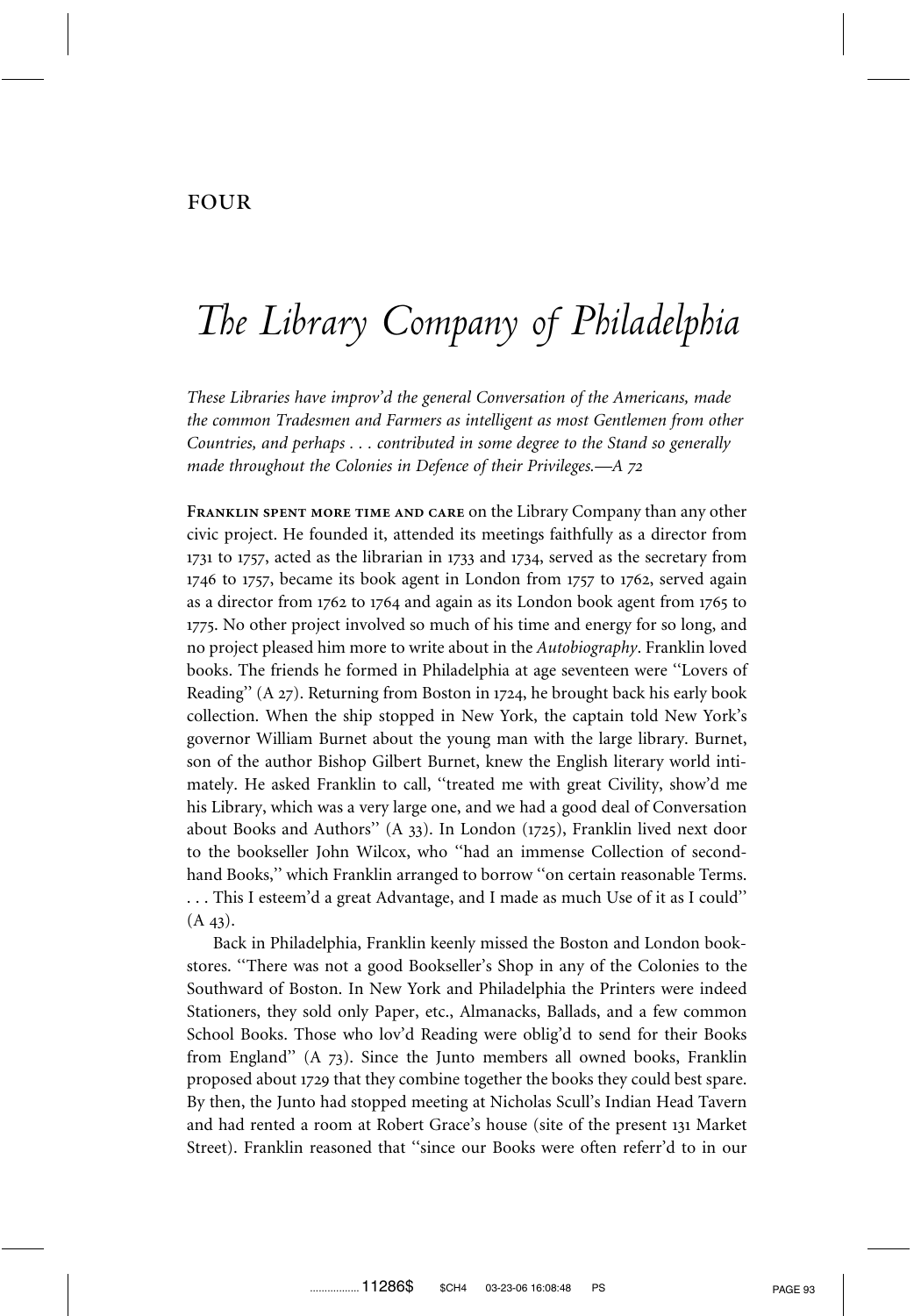FOUR

# *The Library Company of Philadelphia*

*These Libraries have improv'd the general Conversation of the Americans, made the common Tradesmen and Farmers as intelligent as most Gentlemen from other Countries, and perhaps . . . contributed in some degree to the Stand so generally made throughout the Colonies in Defence of their Privileges.—A 72*

**Franklin spent more time and care** on the Library Company than any other civic project. He founded it, attended its meetings faithfully as a director from 1731 to 1757, acted as the librarian in 1733 and 1734, served as the secretary from 1746 to 1757, became its book agent in London from 1757 to 1762, served again as a director from 1762 to 1764 and again as its London book agent from 1765 to 1775. No other project involved so much of his time and energy for so long, and no project pleased him more to write about in the *Autobiography*. Franklin loved books. The friends he formed in Philadelphia at age seventeen were "Lovers of Reading" (A 27). Returning from Boston in 1724, he brought back his early book collection. When the ship stopped in New York, the captain told New York's governor William Burnet about the young man with the large library. Burnet, son of the author Bishop Gilbert Burnet, knew the English literary world intimately. He asked Franklin to call, "treated me with great Civility, show'd me his Library, which was a very large one, and we had a good deal of Conversation about Books and Authors" (A 33). In London (1725), Franklin lived next door to the bookseller John Wilcox, who "had an immense Collection of second-hand Books," which Franklin arranged to borrow "on certain reasonable Terms. . . . This I esteem'd a great Advantage, and I made as much Use of it as I could" (A 43).

Back in Philadelphia, Franklin keenly missed the Boston and London bookstores. "There was not a good Bookseller's Shop in any of the Colonies to the Southward of Boston. In New York and Philadelphia the Printers were indeed Stationers, they sold only Paper, etc., Almanacks, Ballads, and a few common School Books. Those who lov'd Reading were oblig'd to send for their Books from England" (A 73). Since the Junto members all owned books, Franklin proposed about 1729 that they combine together the books they could best spare. By then, the Junto had stopped meeting at Nicholas Scull's Indian Head Tavern and had rented a room at Robert Grace's house (site of the present 131 Market Street). Franklin reasoned that "since our Books were often referr'd to in our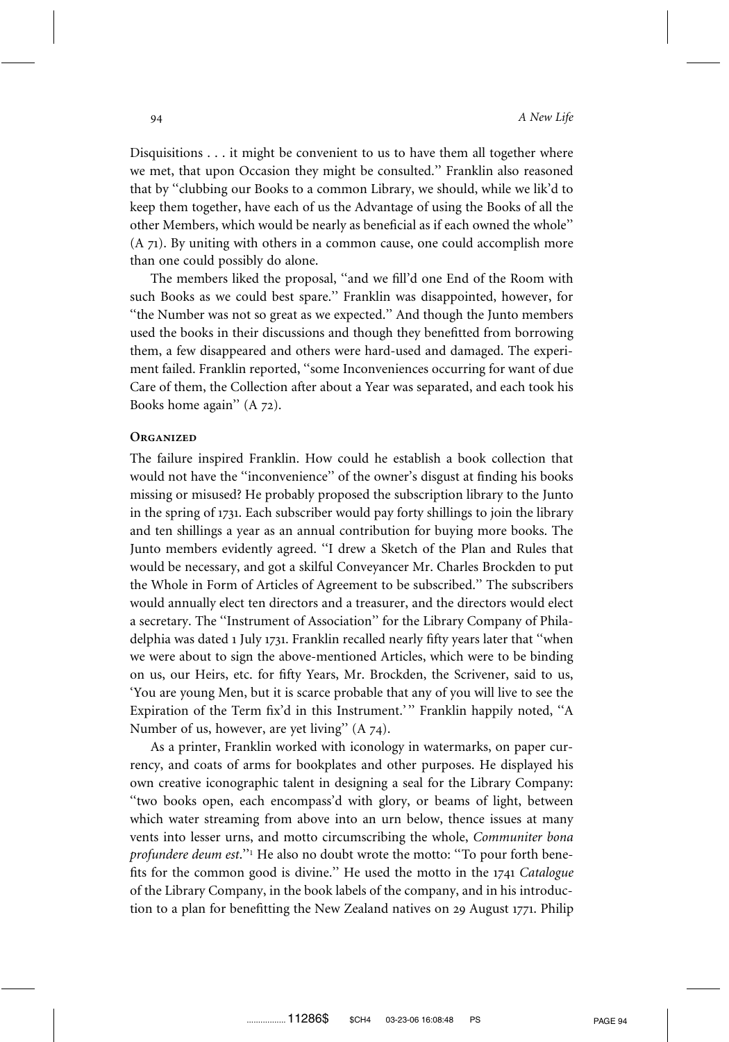Disquisitions . . . it might be convenient to us to have them all together where we met, that upon Occasion they might be consulted.'' Franklin also reasoned that by ''clubbing our Books to a common Library, we should, while we lik'd to keep them together, have each of us the Advantage of using the Books of all the other Members, which would be nearly as beneficial as if each owned the whole'' (A 71). By uniting with others in a common cause, one could accomplish more than one could possibly do alone.

The members liked the proposal, ''and we fill'd one End of the Room with such Books as we could best spare.'' Franklin was disappointed, however, for ''the Number was not so great as we expected.'' And though the Junto members used the books in their discussions and though they benefitted from borrowing them, a few disappeared and others were hard-used and damaged. The experiment failed. Franklin reported, ''some Inconveniences occurring for want of due Care of them, the Collection after about a Year was separated, and each took his Books home again'' (A 72).

### Organized

The failure inspired Franklin. How could he establish a book collection that would not have the ''inconvenience'' of the owner's disgust at finding his books missing or misused? He probably proposed the subscription library to the Junto in the spring of 1731. Each subscriber would pay forty shillings to join the library and ten shillings a year as an annual contribution for buying more books. The Junto members evidently agreed. ''I drew a Sketch of the Plan and Rules that would be necessary, and got a skilful Conveyancer Mr. Charles Brockden to put the Whole in Form of Articles of Agreement to be subscribed.'' The subscribers would annually elect ten directors and a treasurer, and the directors would elect a secretary. The ''Instrument of Association'' for the Library Company of Philadelphia was dated 1 July 1731. Franklin recalled nearly fifty years later that ''when we were about to sign the above-mentioned Articles, which were to be binding on us, our Heirs, etc. for fifty Years, Mr. Brockden, the Scrivener, said to us, 'You are young Men, but it is scarce probable that any of you will live to see the Expiration of the Term fix'd in this Instrument.' '' Franklin happily noted, ''A Number of us, however, are yet living'' (A 74).

As a printer, Franklin worked with iconology in watermarks, on paper currency, and coats of arms for bookplates and other purposes. He displayed his own creative iconographic talent in designing a seal for the Library Company: ''two books open, each encompass'd with glory, or beams of light, between which water streaming from above into an urn below, thence issues at many vents into lesser urns, and motto circumscribing the whole, *Communiter bona profundere deum est*.''[1] He also no doubt wrote the motto: ''To pour forth benefits for the common good is divine.'' He used the motto in the 1741 *Catalogue* of the Library Company, in the book labels of the company, and in his introduction to a plan for benefitting the New Zealand natives on 29 August 1771. Philip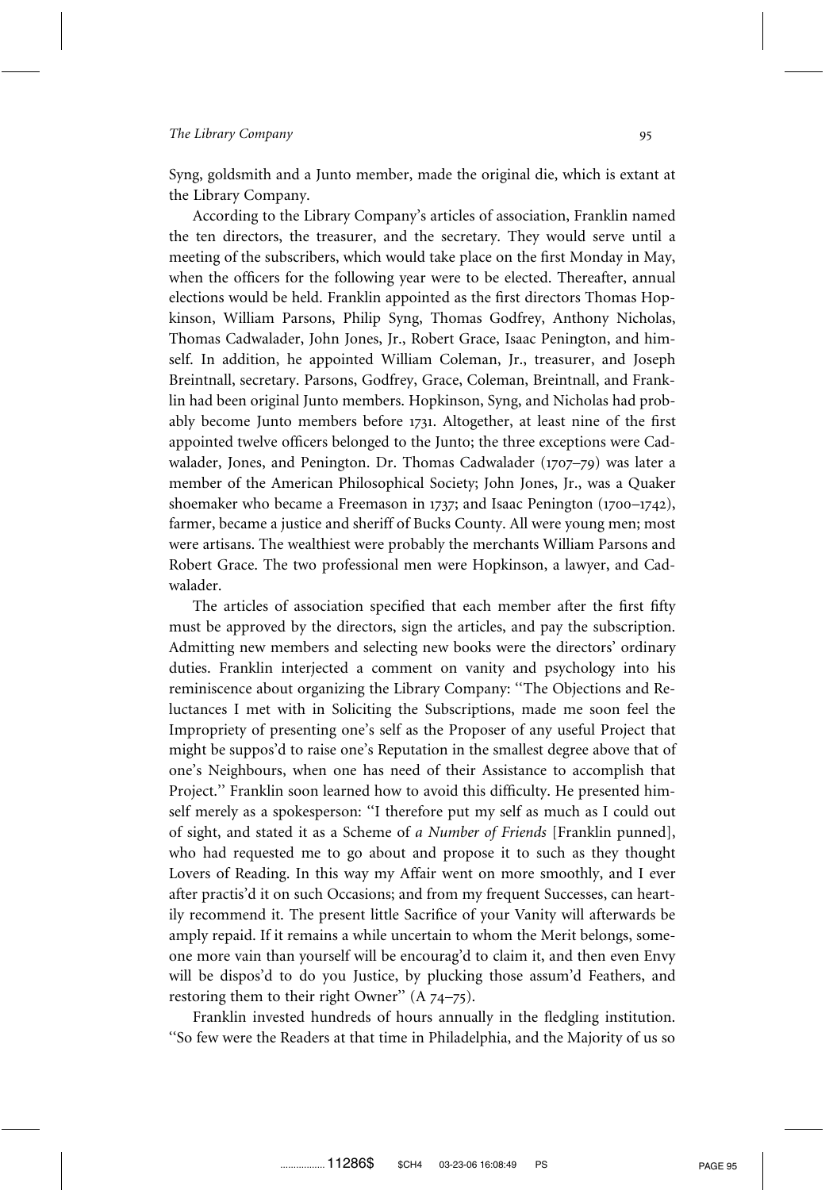Syng, goldsmith and a Junto member, made the original die, which is extant at the Library Company.

According to the Library Company's articles of association, Franklin named the ten directors, the treasurer, and the secretary. They would serve until a meeting of the subscribers, which would take place on the first Monday in May, when the officers for the following year were to be elected. Thereafter, annual elections would be held. Franklin appointed as the first directors Thomas Hopkinson, William Parsons, Philip Syng, Thomas Godfrey, Anthony Nicholas, Thomas Cadwalader, John Jones, Jr., Robert Grace, Isaac Penington, and himself. In addition, he appointed William Coleman, Jr., treasurer, and Joseph Breintnall, secretary. Parsons, Godfrey, Grace, Coleman, Breintnall, and Franklin had been original Junto members. Hopkinson, Syng, and Nicholas had probably become Junto members before 1731. Altogether, at least nine of the first appointed twelve officers belonged to the Junto; the three exceptions were Cadwalader, Jones, and Penington. Dr. Thomas Cadwalader (1707–79) was later a member of the American Philosophical Society; John Jones, Jr., was a Quaker shoemaker who became a Freemason in 1737; and Isaac Penington (1700–1742), farmer, became a justice and sheriff of Bucks County. All were young men; most were artisans. The wealthiest were probably the merchants William Parsons and Robert Grace. The two professional men were Hopkinson, a lawyer, and Cadwalader.

The articles of association specified that each member after the first fifty must be approved by the directors, sign the articles, and pay the subscription. Admitting new members and selecting new books were the directors' ordinary duties. Franklin interjected a comment on vanity and psychology into his reminiscence about organizing the Library Company: ''The Objections and Reluctances I met with in Soliciting the Subscriptions, made me soon feel the Impropriety of presenting one's self as the Proposer of any useful Project that might be suppos'd to raise one's Reputation in the smallest degree above that of one's Neighbours, when one has need of their Assistance to accomplish that Project.'' Franklin soon learned how to avoid this difficulty. He presented himself merely as a spokesperson: ''I therefore put my self as much as I could out of sight, and stated it as a Scheme of *a Number of Friends* [Franklin punned], who had requested me to go about and propose it to such as they thought Lovers of Reading. In this way my Affair went on more smoothly, and I ever after practis'd it on such Occasions; and from my frequent Successes, can heartily recommend it. The present little Sacrifice of your Vanity will afterwards be amply repaid. If it remains a while uncertain to whom the Merit belongs, someone more vain than yourself will be encourag'd to claim it, and then even Envy will be dispos'd to do you Justice, by plucking those assum'd Feathers, and restoring them to their right Owner'' (A 74–75).

Franklin invested hundreds of hours annually in the fledgling institution. ''So few were the Readers at that time in Philadelphia, and the Majority of us so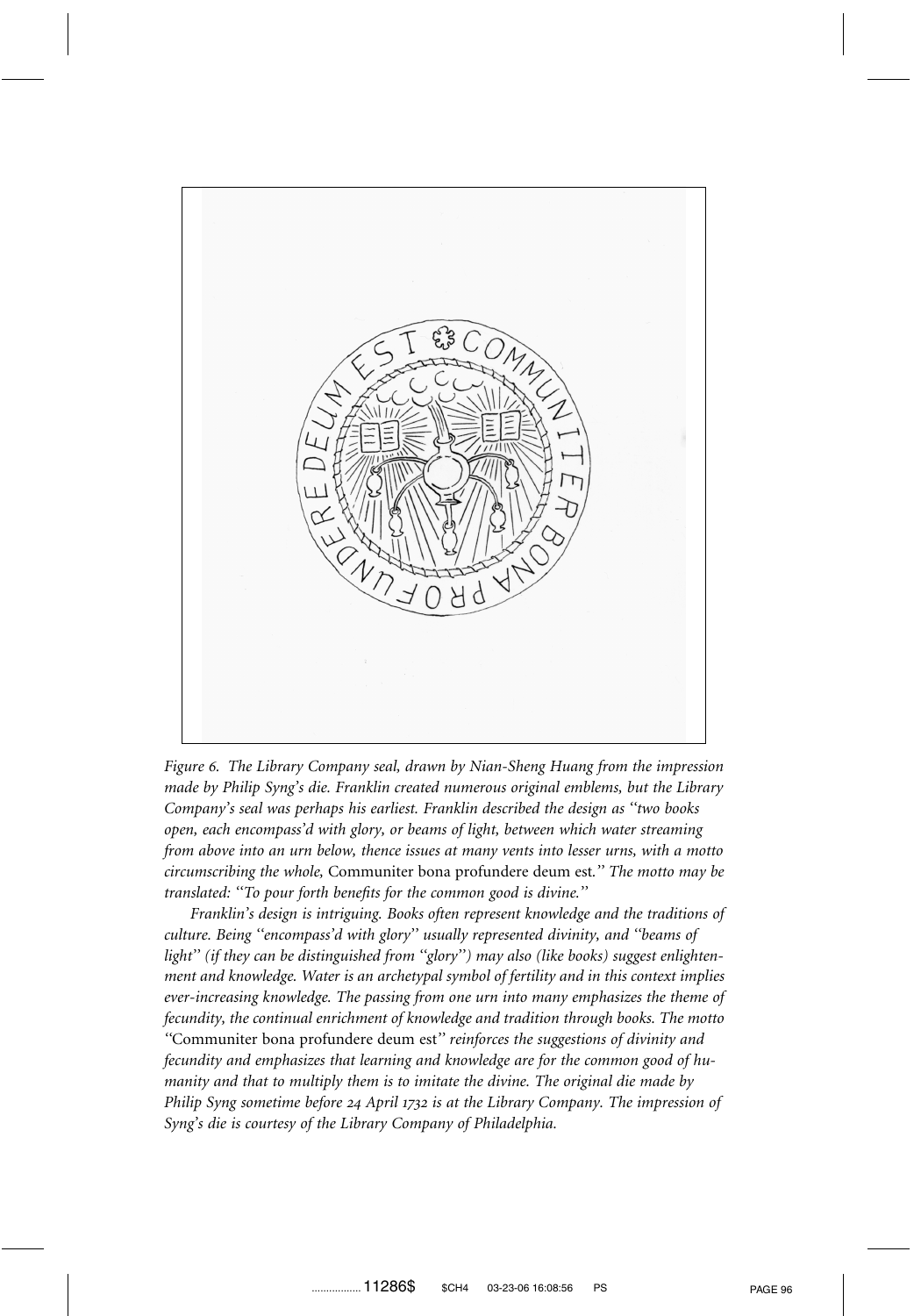*Figure 6. The Library Company seal, drawn by Nian-Sheng Huang from the impression made by Philip Syng's die. Franklin created numerous original emblems, but the Library Company's seal was perhaps his earliest. Franklin described the design as "two books open, each encompass'd with glory, or beams of light, between which water streaming from above into an urn below, thence issues at many vents into lesser urns, with a motto circumscribing the whole,* Communiter bona profundere deum est.*" The motto may be translated: "To pour forth benefits for the common good is divine."*

*Franklin's design is intriguing. Books often represent knowledge and the traditions of culture. Being "encompass'd with glory" usually represented divinity, and "beams of light" (if they can be distinguished from "glory") may also (like books) suggest enlightenment and knowledge. Water is an archetypal symbol of fertility and in this context implies ever-increasing knowledge. The passing from one urn into many emphasizes the theme of fecundity, the continual enrichment of knowledge and tradition through books. The motto "*Communiter bona profundere deum est*" reinforces the suggestions of divinity and fecundity and emphasizes that learning and knowledge are for the common good of humanity and that to multiply them is to imitate the divine. The original die made by Philip Syng sometime before 24 April 1732 is at the Library Company. The impression of Syng's die is courtesy of the Library Company of Philadelphia.*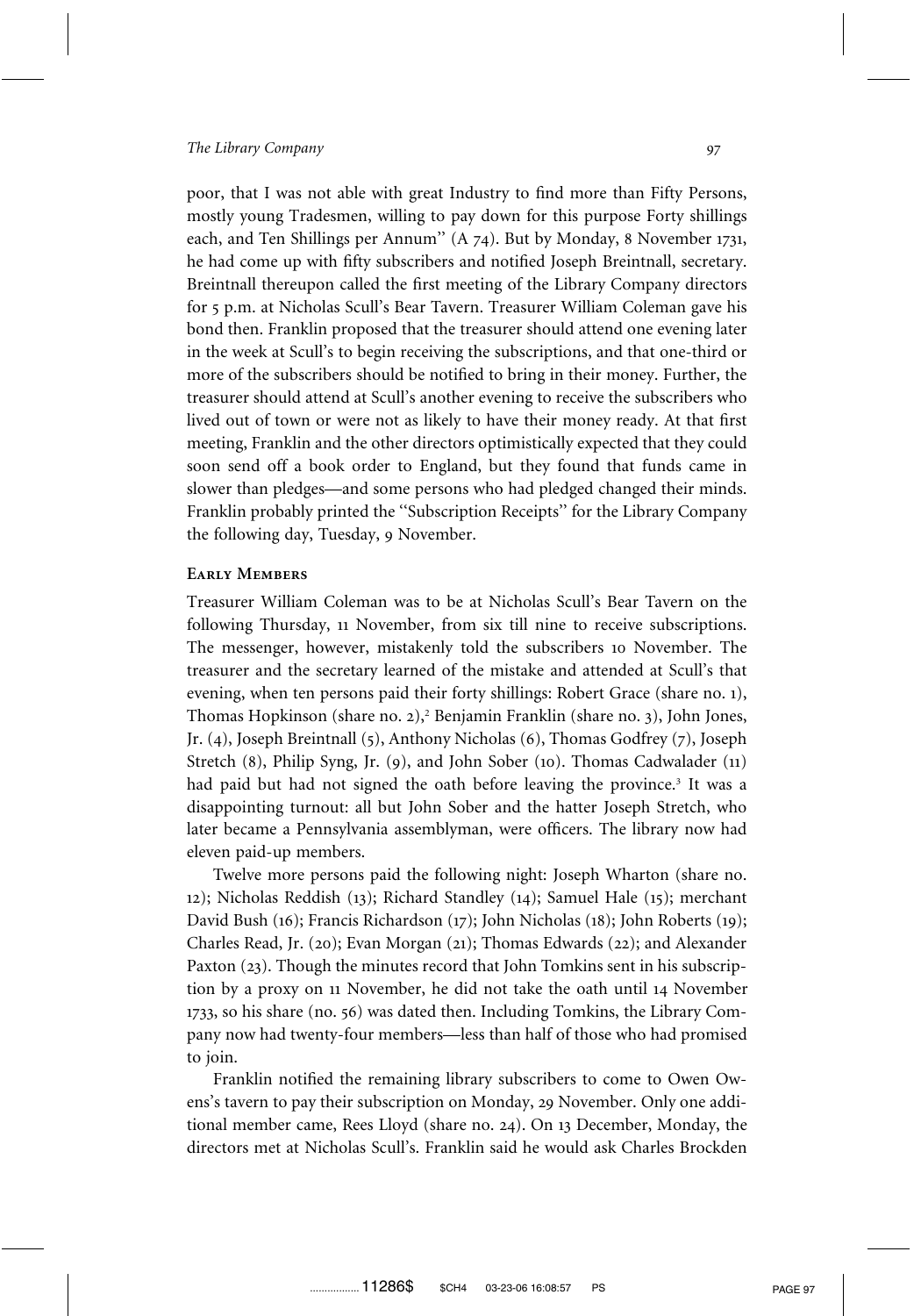poor, that I was not able with great Industry to find more than Fifty Persons, mostly young Tradesmen, willing to pay down for this purpose Forty shillings each, and Ten Shillings per Annum'' (A 74). But by Monday, 8 November 1731, he had come up with fifty subscribers and notified Joseph Breintnall, secretary. Breintnall thereupon called the first meeting of the Library Company directors for 5 p.m. at Nicholas Scull's Bear Tavern. Treasurer William Coleman gave his bond then. Franklin proposed that the treasurer should attend one evening later in the week at Scull's to begin receiving the subscriptions, and that one-third or more of the subscribers should be notified to bring in their money. Further, the treasurer should attend at Scull's another evening to receive the subscribers who lived out of town or were not as likely to have their money ready. At that first meeting, Franklin and the other directors optimistically expected that they could soon send off a book order to England, but they found that funds came in slower than pledges—and some persons who had pledged changed their minds. Franklin probably printed the ''Subscription Receipts'' for the Library Company the following day, Tuesday, 9 November.

## Early Members

Treasurer William Coleman was to be at Nicholas Scull's Bear Tavern on the following Thursday, 11 November, from six till nine to receive subscriptions. The messenger, however, mistakenly told the subscribers 10 November. The treasurer and the secretary learned of the mistake and attended at Scull's that evening, when ten persons paid their forty shillings: Robert Grace (share no. 1), Thomas Hopkinson (share no. 2),[2] Benjamin Franklin (share no. 3), John Jones, Jr. (4), Joseph Breintnall (5), Anthony Nicholas (6), Thomas Godfrey (7), Joseph Stretch (8), Philip Syng, Jr. (9), and John Sober (10). Thomas Cadwalader (11) had paid but had not signed the oath before leaving the province.[3] It was a disappointing turnout: all but John Sober and the hatter Joseph Stretch, who later became a Pennsylvania assemblyman, were officers. The library now had eleven paid-up members.

Twelve more persons paid the following night: Joseph Wharton (share no. 12); Nicholas Reddish (13); Richard Standley (14); Samuel Hale (15); merchant David Bush (16); Francis Richardson (17); John Nicholas (18); John Roberts (19); Charles Read, Jr. (20); Evan Morgan (21); Thomas Edwards (22); and Alexander Paxton (23). Though the minutes record that John Tomkins sent in his subscription by a proxy on 11 November, he did not take the oath until 14 November 1733, so his share (no. 56) was dated then. Including Tomkins, the Library Company now had twenty-four members—less than half of those who had promised to join.

Franklin notified the remaining library subscribers to come to Owen Owens's tavern to pay their subscription on Monday, 29 November. Only one additional member came, Rees Lloyd (share no. 24). On 13 December, Monday, the directors met at Nicholas Scull's. Franklin said he would ask Charles Brockden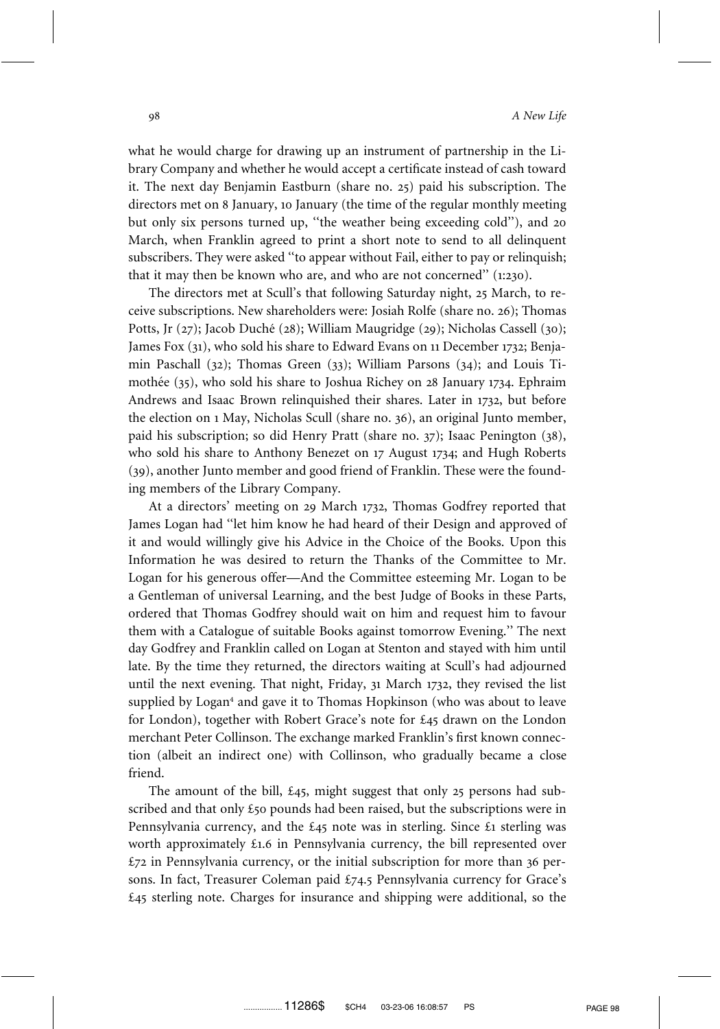what he would charge for drawing up an instrument of partnership in the Library Company and whether he would accept a certificate instead of cash toward it. The next day Benjamin Eastburn (share no. 25) paid his subscription. The directors met on 8 January, 10 January (the time of the regular monthly meeting but only six persons turned up, ''the weather being exceeding cold''), and 20 March, when Franklin agreed to print a short note to send to all delinquent subscribers. They were asked ''to appear without Fail, either to pay or relinquish; that it may then be known who are, and who are not concerned'' (1:230).

The directors met at Scull's that following Saturday night, 25 March, to receive subscriptions. New shareholders were: Josiah Rolfe (share no. 26); Thomas Potts, Jr (27); Jacob Duché (28); William Maugridge (29); Nicholas Cassell (30); James Fox (31), who sold his share to Edward Evans on 11 December 1732; Benjamin Paschall (32); Thomas Green (33); William Parsons (34); and Louis Timothée (35), who sold his share to Joshua Richey on 28 January 1734. Ephraim Andrews and Isaac Brown relinquished their shares. Later in 1732, but before the election on 1 May, Nicholas Scull (share no. 36), an original Junto member, paid his subscription; so did Henry Pratt (share no. 37); Isaac Penington (38), who sold his share to Anthony Benezet on 17 August 1734; and Hugh Roberts (39), another Junto member and good friend of Franklin. These were the founding members of the Library Company.

At a directors' meeting on 29 March 1732, Thomas Godfrey reported that James Logan had ''let him know he had heard of their Design and approved of it and would willingly give his Advice in the Choice of the Books. Upon this Information he was desired to return the Thanks of the Committee to Mr. Logan for his generous offer—And the Committee esteeming Mr. Logan to be a Gentleman of universal Learning, and the best Judge of Books in these Parts, ordered that Thomas Godfrey should wait on him and request him to favour them with a Catalogue of suitable Books against tomorrow Evening.'' The next day Godfrey and Franklin called on Logan at Stenton and stayed with him until late. By the time they returned, the directors waiting at Scull's had adjourned until the next evening. That night, Friday, 31 March 1732, they revised the list supplied by Logan[4] and gave it to Thomas Hopkinson (who was about to leave for London), together with Robert Grace's note for £45 drawn on the London merchant Peter Collinson. The exchange marked Franklin's first known connection (albeit an indirect one) with Collinson, who gradually became a close friend.

The amount of the bill, £45, might suggest that only 25 persons had subscribed and that only £50 pounds had been raised, but the subscriptions were in Pennsylvania currency, and the £45 note was in sterling. Since £1 sterling was worth approximately £1.6 in Pennsylvania currency, the bill represented over £72 in Pennsylvania currency, or the initial subscription for more than 36 persons. In fact, Treasurer Coleman paid £74.5 Pennsylvania currency for Grace's £45 sterling note. Charges for insurance and shipping were additional, so the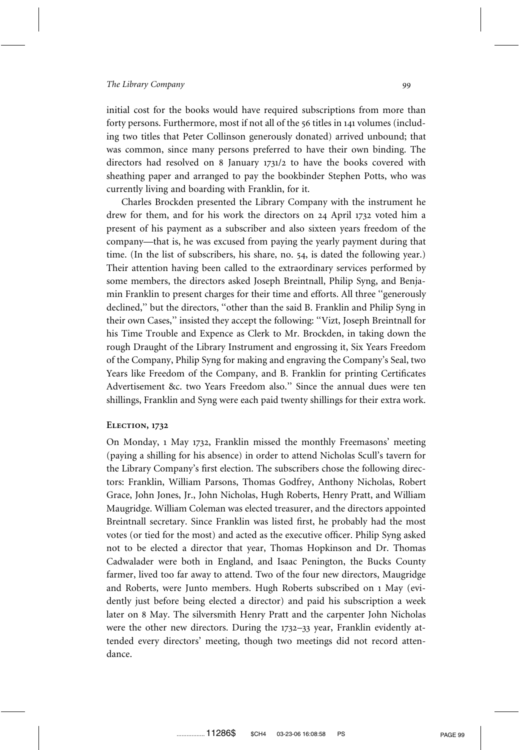initial cost for the books would have required subscriptions from more than forty persons. Furthermore, most if not all of the 56 titles in 141 volumes (including two titles that Peter Collinson generously donated) arrived unbound; that was common, since many persons preferred to have their own binding. The directors had resolved on 8 January 1731/2 to have the books covered with sheathing paper and arranged to pay the bookbinder Stephen Potts, who was currently living and boarding with Franklin, for it.

Charles Brockden presented the Library Company with the instrument he drew for them, and for his work the directors on 24 April 1732 voted him a present of his payment as a subscriber and also sixteen years freedom of the company—that is, he was excused from paying the yearly payment during that time. (In the list of subscribers, his share, no. 54, is dated the following year.) Their attention having been called to the extraordinary services performed by some members, the directors asked Joseph Breintnall, Philip Syng, and Benjamin Franklin to present charges for their time and efforts. All three ''generously declined,'' but the directors, ''other than the said B. Franklin and Philip Syng in their own Cases,'' insisted they accept the following: ''Vizt, Joseph Breintnall for his Time Trouble and Expence as Clerk to Mr. Brockden, in taking down the rough Draught of the Library Instrument and engrossing it, Six Years Freedom of the Company, Philip Syng for making and engraving the Company's Seal, two Years like Freedom of the Company, and B. Franklin for printing Certificates Advertisement &c. two Years Freedom also.'' Since the annual dues were ten shillings, Franklin and Syng were each paid twenty shillings for their extra work.

## Election, 1732

On Monday, 1 May 1732, Franklin missed the monthly Freemasons' meeting (paying a shilling for his absence) in order to attend Nicholas Scull's tavern for the Library Company's first election. The subscribers chose the following directors: Franklin, William Parsons, Thomas Godfrey, Anthony Nicholas, Robert Grace, John Jones, Jr., John Nicholas, Hugh Roberts, Henry Pratt, and William Maugridge. William Coleman was elected treasurer, and the directors appointed Breintnall secretary. Since Franklin was listed first, he probably had the most votes (or tied for the most) and acted as the executive officer. Philip Syng asked not to be elected a director that year, Thomas Hopkinson and Dr. Thomas Cadwalader were both in England, and Isaac Penington, the Bucks County farmer, lived too far away to attend. Two of the four new directors, Maugridge and Roberts, were Junto members. Hugh Roberts subscribed on 1 May (evidently just before being elected a director) and paid his subscription a week later on 8 May. The silversmith Henry Pratt and the carpenter John Nicholas were the other new directors. During the 1732–33 year, Franklin evidently attended every directors' meeting, though two meetings did not record attendance.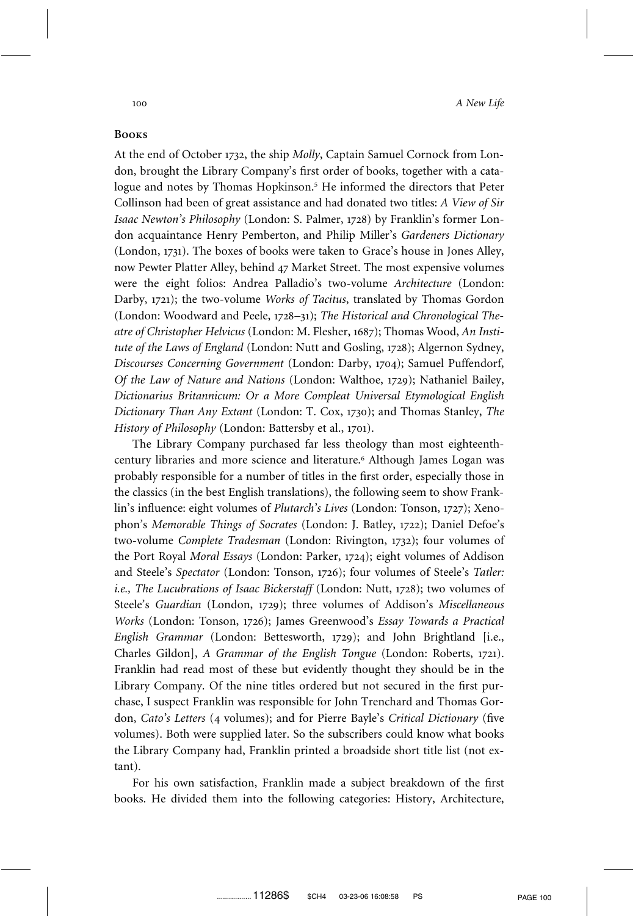## Books

At the end of October 1732, the ship *Molly*, Captain Samuel Cornock from London, brought the Library Company's first order of books, together with a catalogue and notes by Thomas Hopkinson.[5] He informed the directors that Peter Collinson had been of great assistance and had donated two titles: *A View of Sir Isaac Newton's Philosophy* (London: S. Palmer, 1728) by Franklin's former London acquaintance Henry Pemberton, and Philip Miller's *Gardeners Dictionary* (London, 1731). The boxes of books were taken to Grace's house in Jones Alley, now Pewter Platter Alley, behind 47 Market Street. The most expensive volumes were the eight folios: Andrea Palladio's two-volume *Architecture* (London: Darby, 1721); the two-volume *Works of Tacitus*, translated by Thomas Gordon (London: Woodward and Peele, 1728–31); *The Historical and Chronological Theatre of Christopher Helvicus* (London: M. Flesher, 1687); Thomas Wood, *An Institute of the Laws of England* (London: Nutt and Gosling, 1728); Algernon Sydney, *Discourses Concerning Government* (London: Darby, 1704); Samuel Puffendorf, *Of the Law of Nature and Nations* (London: Walthoe, 1729); Nathaniel Bailey, *Dictionarius Britannicum: Or a More Compleat Universal Etymological English Dictionary Than Any Extant* (London: T. Cox, 1730); and Thomas Stanley, *The History of Philosophy* (London: Battersby et al., 1701).

The Library Company purchased far less theology than most eighteenth-century libraries and more science and literature.[6] Although James Logan was probably responsible for a number of titles in the first order, especially those in the classics (in the best English translations), the following seem to show Franklin's influence: eight volumes of *Plutarch's Lives* (London: Tonson, 1727); Xenophon's *Memorable Things of Socrates* (London: J. Batley, 1722); Daniel Defoe's two-volume *Complete Tradesman* (London: Rivington, 1732); four volumes of the Port Royal *Moral Essays* (London: Parker, 1724); eight volumes of Addison and Steele's *Spectator* (London: Tonson, 1726); four volumes of Steele's *Tatler: i.e., The Lucubrations of Isaac Bickerstaff* (London: Nutt, 1728); two volumes of Steele's *Guardian* (London, 1729); three volumes of Addison's *Miscellaneous Works* (London: Tonson, 1726); James Greenwood's *Essay Towards a Practical English Grammar* (London: Bettesworth, 1729); and John Brightland [i.e., Charles Gildon], *A Grammar of the English Tongue* (London: Roberts, 1721). Franklin had read most of these but evidently thought they should be in the Library Company. Of the nine titles ordered but not secured in the first purchase, I suspect Franklin was responsible for John Trenchard and Thomas Gordon, *Cato's Letters* (4 volumes); and for Pierre Bayle's *Critical Dictionary* (five volumes). Both were supplied later. So the subscribers could know what books the Library Company had, Franklin printed a broadside short title list (not extant).

For his own satisfaction, Franklin made a subject breakdown of the first books. He divided them into the following categories: History, Architecture,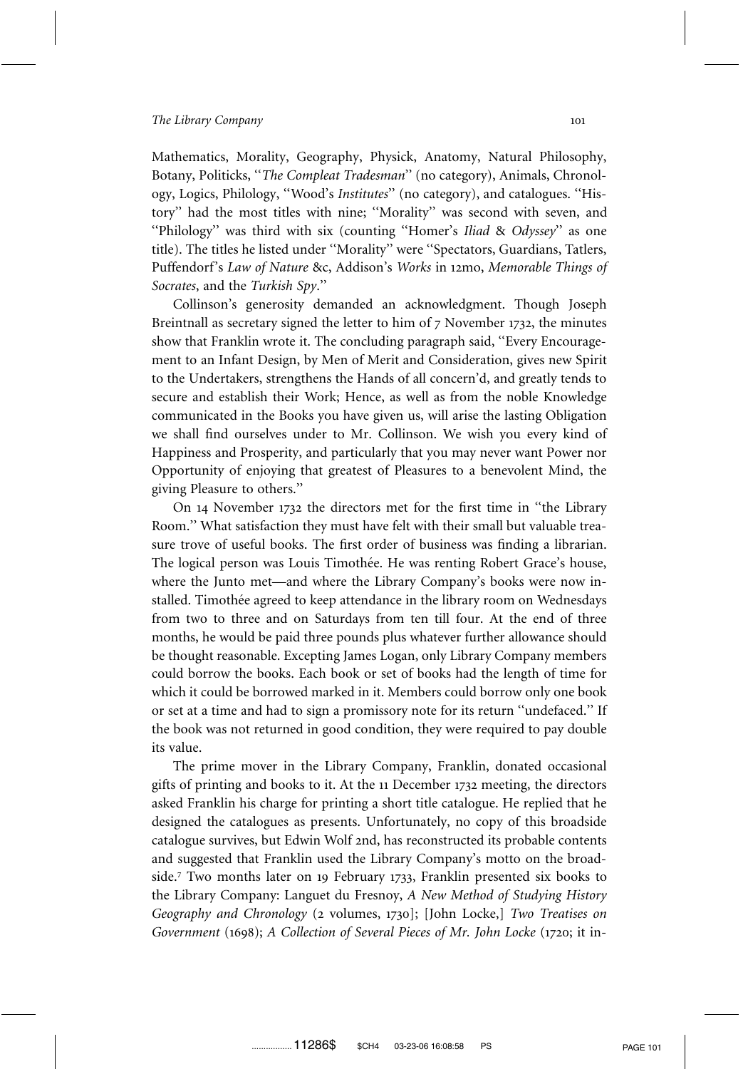Mathematics, Morality, Geography, Physick, Anatomy, Natural Philosophy, Botany, Politicks, ''*The Compleat Tradesman*'' (no category), Animals, Chronology, Logics, Philology, ''Wood's *Institutes*'' (no category), and catalogues. ''History'' had the most titles with nine; ''Morality'' was second with seven, and ''Philology'' was third with six (counting ''Homer's *Iliad* & *Odyssey*'' as one title). The titles he listed under ''Morality'' were ''Spectators, Guardians, Tatlers, Puffendorf's *Law of Nature* &c, Addison's *Works* in 12mo, *Memorable Things of Socrates*, and the *Turkish Spy*.''

Collinson's generosity demanded an acknowledgment. Though Joseph Breintnall as secretary signed the letter to him of 7 November 1732, the minutes show that Franklin wrote it. The concluding paragraph said, ''Every Encouragement to an Infant Design, by Men of Merit and Consideration, gives new Spirit to the Undertakers, strengthens the Hands of all concern'd, and greatly tends to secure and establish their Work; Hence, as well as from the noble Knowledge communicated in the Books you have given us, will arise the lasting Obligation we shall find ourselves under to Mr. Collinson. We wish you every kind of Happiness and Prosperity, and particularly that you may never want Power nor Opportunity of enjoying that greatest of Pleasures to a benevolent Mind, the giving Pleasure to others.''

On 14 November 1732 the directors met for the first time in ''the Library Room.'' What satisfaction they must have felt with their small but valuable treasure trove of useful books. The first order of business was finding a librarian. The logical person was Louis Timothée. He was renting Robert Grace's house, where the Junto met—and where the Library Company's books were now installed. Timothée agreed to keep attendance in the library room on Wednesdays from two to three and on Saturdays from ten till four. At the end of three months, he would be paid three pounds plus whatever further allowance should be thought reasonable. Excepting James Logan, only Library Company members could borrow the books. Each book or set of books had the length of time for which it could be borrowed marked in it. Members could borrow only one book or set at a time and had to sign a promissory note for its return ''undefaced.'' If the book was not returned in good condition, they were required to pay double its value.

The prime mover in the Library Company, Franklin, donated occasional gifts of printing and books to it. At the 11 December 1732 meeting, the directors asked Franklin his charge for printing a short title catalogue. He replied that he designed the catalogues as presents. Unfortunately, no copy of this broadside catalogue survives, but Edwin Wolf 2nd, has reconstructed its probable contents and suggested that Franklin used the Library Company's motto on the broadside.[7] Two months later on 19 February 1733, Franklin presented six books to the Library Company: Languet du Fresnoy, *A New Method of Studying History Geography and Chronology* (2 volumes, 1730); [John Locke,] *Two Treatises on Government* (1698); *A Collection of Several Pieces of Mr. John Locke* (1720; it in-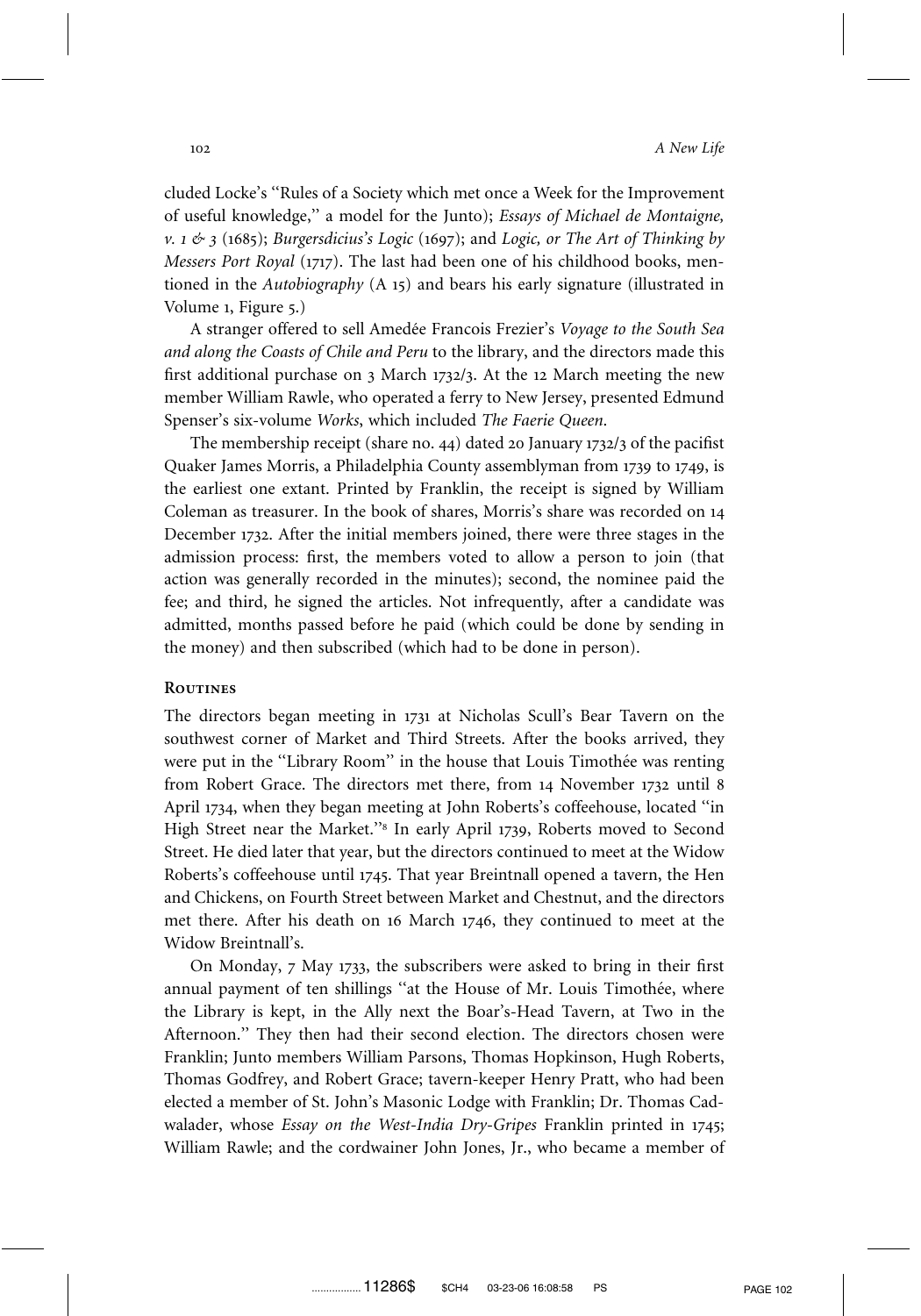cluded Locke's "Rules of a Society which met once a Week for the Improvement of useful knowledge," a model for the Junto); *Essays of Michael de Montaigne, v. 1 & 3* (1685); *Burgersdicius's Logic* (1697); and *Logic, or The Art of Thinking by Messers Port Royal* (1717). The last had been one of his childhood books, mentioned in the *Autobiography* (A 15) and bears his early signature (illustrated in Volume 1, Figure 5.)

A stranger offered to sell Amedée Francois Frezier's *Voyage to the South Sea and along the Coasts of Chile and Peru* to the library, and the directors made this first additional purchase on 3 March 1732/3. At the 12 March meeting the new member William Rawle, who operated a ferry to New Jersey, presented Edmund Spenser's six-volume *Works*, which included *The Faerie Queen*.

The membership receipt (share no. 44) dated 20 January 1732/3 of the pacifist Quaker James Morris, a Philadelphia County assemblyman from 1739 to 1749, is the earliest one extant. Printed by Franklin, the receipt is signed by William Coleman as treasurer. In the book of shares, Morris's share was recorded on 14 December 1732. After the initial members joined, there were three stages in the admission process: first, the members voted to allow a person to join (that action was generally recorded in the minutes); second, the nominee paid the fee; and third, he signed the articles. Not infrequently, after a candidate was admitted, months passed before he paid (which could be done by sending in the money) and then subscribed (which had to be done in person).

## Routines

The directors began meeting in 1731 at Nicholas Scull's Bear Tavern on the southwest corner of Market and Third Streets. After the books arrived, they were put in the "Library Room" in the house that Louis Timothée was renting from Robert Grace. The directors met there, from 14 November 1732 until 8 April 1734, when they began meeting at John Roberts's coffeehouse, located "in High Street near the Market."[8] In early April 1739, Roberts moved to Second Street. He died later that year, but the directors continued to meet at the Widow Roberts's coffeehouse until 1745. That year Breintnall opened a tavern, the Hen and Chickens, on Fourth Street between Market and Chestnut, and the directors met there. After his death on 16 March 1746, they continued to meet at the Widow Breintnall's.

On Monday, 7 May 1733, the subscribers were asked to bring in their first annual payment of ten shillings "at the House of Mr. Louis Timothée, where the Library is kept, in the Ally next the Boar's-Head Tavern, at Two in the Afternoon." They then had their second election. The directors chosen were Franklin; Junto members William Parsons, Thomas Hopkinson, Hugh Roberts, Thomas Godfrey, and Robert Grace; tavern-keeper Henry Pratt, who had been elected a member of St. John's Masonic Lodge with Franklin; Dr. Thomas Cadwalader, whose *Essay on the West-India Dry-Gripes* Franklin printed in 1745; William Rawle; and the cordwainer John Jones, Jr., who became a member of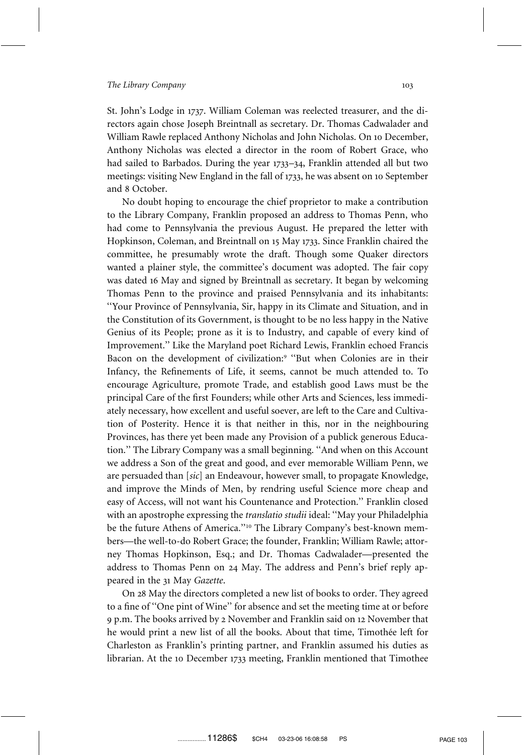St. John's Lodge in 1737. William Coleman was reelected treasurer, and the directors again chose Joseph Breintnall as secretary. Dr. Thomas Cadwalader and William Rawle replaced Anthony Nicholas and John Nicholas. On 10 December, Anthony Nicholas was elected a director in the room of Robert Grace, who had sailed to Barbados. During the year 1733–34, Franklin attended all but two meetings: visiting New England in the fall of 1733, he was absent on 10 September and 8 October.

No doubt hoping to encourage the chief proprietor to make a contribution to the Library Company, Franklin proposed an address to Thomas Penn, who had come to Pennsylvania the previous August. He prepared the letter with Hopkinson, Coleman, and Breintnall on 15 May 1733. Since Franklin chaired the committee, he presumably wrote the draft. Though some Quaker directors wanted a plainer style, the committee's document was adopted. The fair copy was dated 16 May and signed by Breintnall as secretary. It began by welcoming Thomas Penn to the province and praised Pennsylvania and its inhabitants: "Your Province of Pennsylvania, Sir, happy in its Climate and Situation, and in the Constitution of its Government, is thought to be no less happy in the Native Genius of its People; prone as it is to Industry, and capable of every kind of Improvement." Like the Maryland poet Richard Lewis, Franklin echoed Francis Bacon on the development of civilization:[9] "But when Colonies are in their Infancy, the Refinements of Life, it seems, cannot be much attended to. To encourage Agriculture, promote Trade, and establish good Laws must be the principal Care of the first Founders; while other Arts and Sciences, less immediately necessary, how excellent and useful soever, are left to the Care and Cultivation of Posterity. Hence it is that neither in this, nor in the neighbouring Provinces, has there yet been made any Provision of a publick generous Education." The Library Company was a small beginning. "And when on this Account we address a Son of the great and good, and ever memorable William Penn, we are persuaded than [*sic*] an Endeavour, however small, to propagate Knowledge, and improve the Minds of Men, by rendring useful Science more cheap and easy of Access, will not want his Countenance and Protection." Franklin closed with an apostrophe expressing the *translatio studii* ideal: "May your Philadelphia be the future Athens of America."[10] The Library Company's best-known members—the well-to-do Robert Grace; the founder, Franklin; William Rawle; attorney Thomas Hopkinson, Esq.; and Dr. Thomas Cadwalader—presented the address to Thomas Penn on 24 May. The address and Penn's brief reply appeared in the 31 May *Gazette*.

On 28 May the directors completed a new list of books to order. They agreed to a fine of "One pint of Wine" for absence and set the meeting time at or before 9 p.m. The books arrived by 2 November and Franklin said on 12 November that he would print a new list of all the books. About that time, Timothée left for Charleston as Franklin's printing partner, and Franklin assumed his duties as librarian. At the 10 December 1733 meeting, Franklin mentioned that Timothee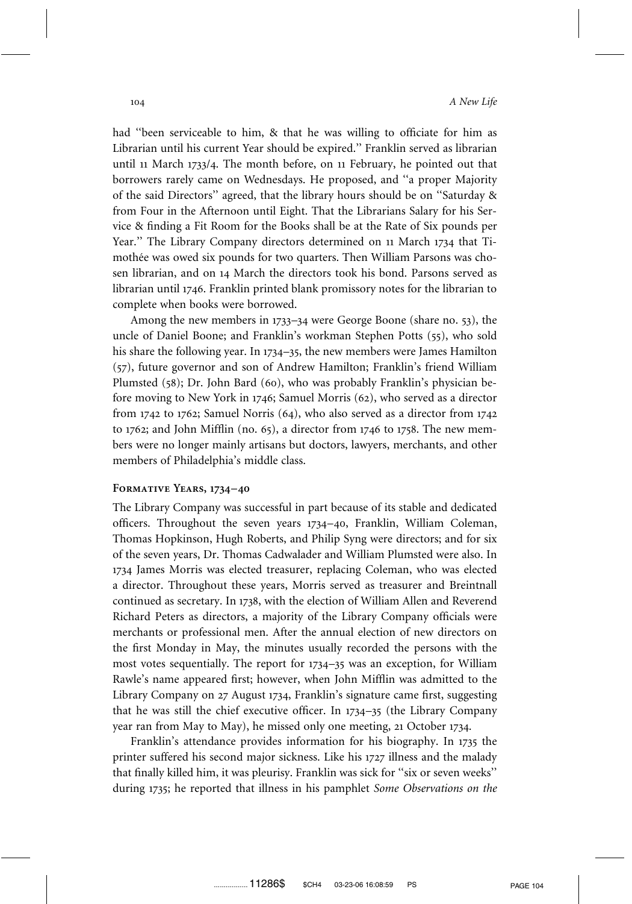had "been serviceable to him, & that he was willing to officiate for him as Librarian until his current Year should be expired." Franklin served as librarian until 11 March 1733/4. The month before, on 11 February, he pointed out that borrowers rarely came on Wednesdays. He proposed, and "a proper Majority of the said Directors" agreed, that the library hours should be on "Saturday & from Four in the Afternoon until Eight. That the Librarians Salary for his Service & finding a Fit Room for the Books shall be at the Rate of Six pounds per Year." The Library Company directors determined on 11 March 1734 that Timothée was owed six pounds for two quarters. Then William Parsons was chosen librarian, and on 14 March the directors took his bond. Parsons served as librarian until 1746. Franklin printed blank promissory notes for the librarian to complete when books were borrowed.

Among the new members in 1733–34 were George Boone (share no. 53), the uncle of Daniel Boone; and Franklin's workman Stephen Potts (55), who sold his share the following year. In 1734–35, the new members were James Hamilton (57), future governor and son of Andrew Hamilton; Franklin's friend William Plumsted (58); Dr. John Bard (60), who was probably Franklin's physician before moving to New York in 1746; Samuel Morris (62), who served as a director from 1742 to 1762; Samuel Norris (64), who also served as a director from 1742 to 1762; and John Mifflin (no. 65), a director from 1746 to 1758. The new members were no longer mainly artisans but doctors, lawyers, merchants, and other members of Philadelphia's middle class.

### Formative Years, 1734–40

The Library Company was successful in part because of its stable and dedicated officers. Throughout the seven years 1734–40, Franklin, William Coleman, Thomas Hopkinson, Hugh Roberts, and Philip Syng were directors; and for six of the seven years, Dr. Thomas Cadwalader and William Plumsted were also. In 1734 James Morris was elected treasurer, replacing Coleman, who was elected a director. Throughout these years, Morris served as treasurer and Breintnall continued as secretary. In 1738, with the election of William Allen and Reverend Richard Peters as directors, a majority of the Library Company officials were merchants or professional men. After the annual election of new directors on the first Monday in May, the minutes usually recorded the persons with the most votes sequentially. The report for 1734–35 was an exception, for William Rawle's name appeared first; however, when John Mifflin was admitted to the Library Company on 27 August 1734, Franklin's signature came first, suggesting that he was still the chief executive officer. In 1734–35 (the Library Company year ran from May to May), he missed only one meeting, 21 October 1734.

Franklin's attendance provides information for his biography. In 1735 the printer suffered his second major sickness. Like his 1727 illness and the malady that finally killed him, it was pleurisy. Franklin was sick for "six or seven weeks" during 1735; he reported that illness in his pamphlet *Some Observations on the*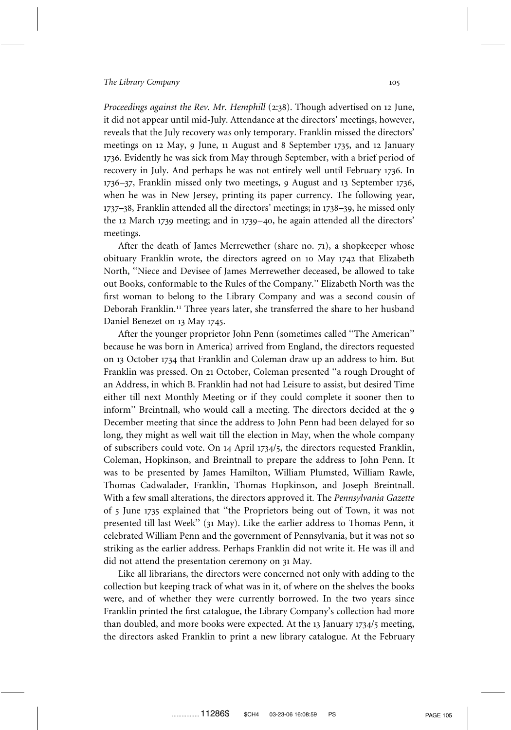*Proceedings against the Rev. Mr. Hemphill* (2:38). Though advertised on 12 June, it did not appear until mid-July. Attendance at the directors' meetings, however, reveals that the July recovery was only temporary. Franklin missed the directors' meetings on 12 May, 9 June, 11 August and 8 September 1735, and 12 January 1736. Evidently he was sick from May through September, with a brief period of recovery in July. And perhaps he was not entirely well until February 1736. In 1736–37, Franklin missed only two meetings, 9 August and 13 September 1736, when he was in New Jersey, printing its paper currency. The following year, 1737–38, Franklin attended all the directors' meetings; in 1738–39, he missed only the 12 March 1739 meeting; and in 1739–40, he again attended all the directors' meetings.

After the death of James Merrewether (share no. 71), a shopkeeper whose obituary Franklin wrote, the directors agreed on 10 May 1742 that Elizabeth North, ''Niece and Devisee of James Merrewether deceased, be allowed to take out Books, conformable to the Rules of the Company.'' Elizabeth North was the first woman to belong to the Library Company and was a second cousin of Deborah Franklin.[11] Three years later, she transferred the share to her husband Daniel Benezet on 13 May 1745.

After the younger proprietor John Penn (sometimes called ''The American'' because he was born in America) arrived from England, the directors requested on 13 October 1734 that Franklin and Coleman draw up an address to him. But Franklin was pressed. On 21 October, Coleman presented ''a rough Drought of an Address, in which B. Franklin had not had Leisure to assist, but desired Time either till next Monthly Meeting or if they could complete it sooner then to inform'' Breintnall, who would call a meeting. The directors decided at the 9 December meeting that since the address to John Penn had been delayed for so long, they might as well wait till the election in May, when the whole company of subscribers could vote. On 14 April 1734/5, the directors requested Franklin, Coleman, Hopkinson, and Breintnall to prepare the address to John Penn. It was to be presented by James Hamilton, William Plumsted, William Rawle, Thomas Cadwalader, Franklin, Thomas Hopkinson, and Joseph Breintnall. With a few small alterations, the directors approved it. The *Pennsylvania Gazette* of 5 June 1735 explained that ''the Proprietors being out of Town, it was not presented till last Week'' (31 May). Like the earlier address to Thomas Penn, it celebrated William Penn and the government of Pennsylvania, but it was not so striking as the earlier address. Perhaps Franklin did not write it. He was ill and did not attend the presentation ceremony on 31 May.

Like all librarians, the directors were concerned not only with adding to the collection but keeping track of what was in it, of where on the shelves the books were, and of whether they were currently borrowed. In the two years since Franklin printed the first catalogue, the Library Company's collection had more than doubled, and more books were expected. At the 13 January 1734/5 meeting, the directors asked Franklin to print a new library catalogue. At the February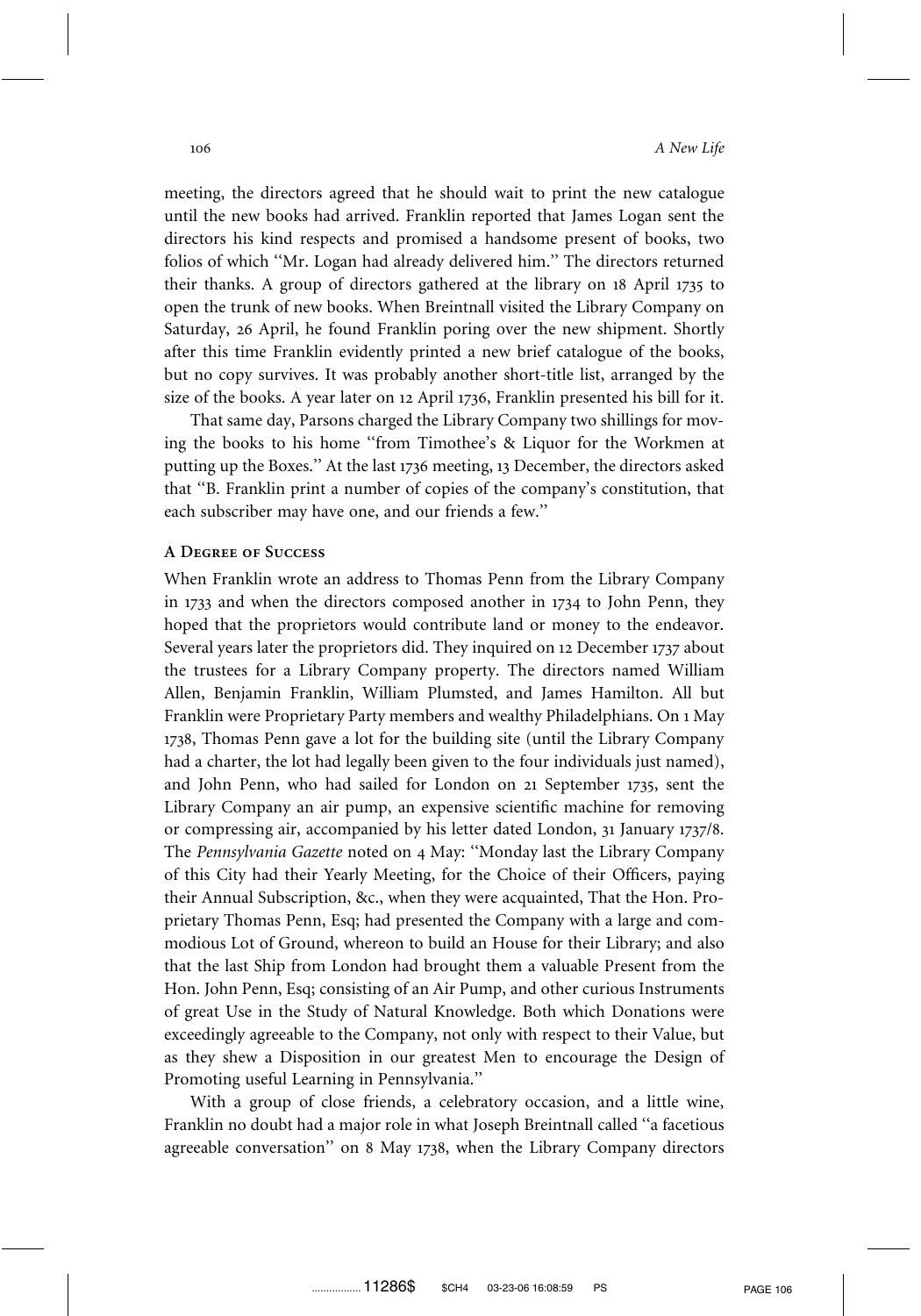meeting, the directors agreed that he should wait to print the new catalogue until the new books had arrived. Franklin reported that James Logan sent the directors his kind respects and promised a handsome present of books, two folios of which ''Mr. Logan had already delivered him.'' The directors returned their thanks. A group of directors gathered at the library on 18 April 1735 to open the trunk of new books. When Breintnall visited the Library Company on Saturday, 26 April, he found Franklin poring over the new shipment. Shortly after this time Franklin evidently printed a new brief catalogue of the books, but no copy survives. It was probably another short-title list, arranged by the size of the books. A year later on 12 April 1736, Franklin presented his bill for it.

That same day, Parsons charged the Library Company two shillings for moving the books to his home ''from Timothee's & Liquor for the Workmen at putting up the Boxes.'' At the last 1736 meeting, 13 December, the directors asked that ''B. Franklin print a number of copies of the company's constitution, that each subscriber may have one, and our friends a few.''

### A Degree of Success

When Franklin wrote an address to Thomas Penn from the Library Company in 1733 and when the directors composed another in 1734 to John Penn, they hoped that the proprietors would contribute land or money to the endeavor. Several years later the proprietors did. They inquired on 12 December 1737 about the trustees for a Library Company property. The directors named William Allen, Benjamin Franklin, William Plumsted, and James Hamilton. All but Franklin were Proprietary Party members and wealthy Philadelphians. On 1 May 1738, Thomas Penn gave a lot for the building site (until the Library Company had a charter, the lot had legally been given to the four individuals just named), and John Penn, who had sailed for London on 21 September 1735, sent the Library Company an air pump, an expensive scientific machine for removing or compressing air, accompanied by his letter dated London, 31 January 1737/8. The *Pennsylvania Gazette* noted on 4 May: ''Monday last the Library Company of this City had their Yearly Meeting, for the Choice of their Officers, paying their Annual Subscription, &c., when they were acquainted, That the Hon. Proprietary Thomas Penn, Esq; had presented the Company with a large and commodious Lot of Ground, whereon to build an House for their Library; and also that the last Ship from London had brought them a valuable Present from the Hon. John Penn, Esq; consisting of an Air Pump, and other curious Instruments of great Use in the Study of Natural Knowledge. Both which Donations were exceedingly agreeable to the Company, not only with respect to their Value, but as they shew a Disposition in our greatest Men to encourage the Design of Promoting useful Learning in Pennsylvania.''

With a group of close friends, a celebratory occasion, and a little wine, Franklin no doubt had a major role in what Joseph Breintnall called ''a facetious agreeable conversation'' on 8 May 1738, when the Library Company directors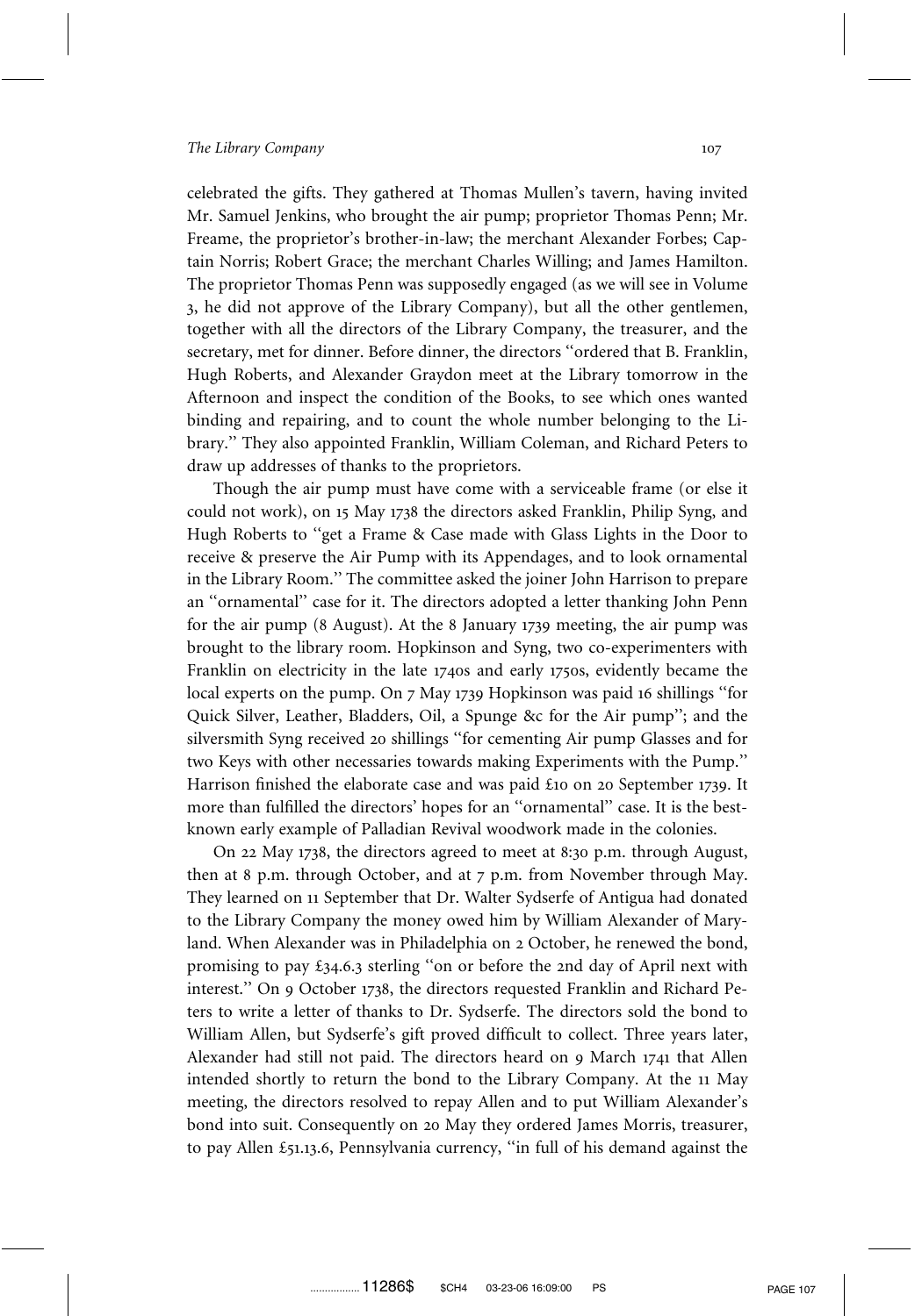celebrated the gifts. They gathered at Thomas Mullen's tavern, having invited Mr. Samuel Jenkins, who brought the air pump; proprietor Thomas Penn; Mr. Freame, the proprietor's brother-in-law; the merchant Alexander Forbes; Captain Norris; Robert Grace; the merchant Charles Willing; and James Hamilton. The proprietor Thomas Penn was supposedly engaged (as we will see in Volume 3, he did not approve of the Library Company), but all the other gentlemen, together with all the directors of the Library Company, the treasurer, and the secretary, met for dinner. Before dinner, the directors ''ordered that B. Franklin, Hugh Roberts, and Alexander Graydon meet at the Library tomorrow in the Afternoon and inspect the condition of the Books, to see which ones wanted binding and repairing, and to count the whole number belonging to the Library.'' They also appointed Franklin, William Coleman, and Richard Peters to draw up addresses of thanks to the proprietors.

Though the air pump must have come with a serviceable frame (or else it could not work), on 15 May 1738 the directors asked Franklin, Philip Syng, and Hugh Roberts to ''get a Frame & Case made with Glass Lights in the Door to receive & preserve the Air Pump with its Appendages, and to look ornamental in the Library Room.'' The committee asked the joiner John Harrison to prepare an ''ornamental'' case for it. The directors adopted a letter thanking John Penn for the air pump (8 August). At the 8 January 1739 meeting, the air pump was brought to the library room. Hopkinson and Syng, two co-experimenters with Franklin on electricity in the late 1740s and early 1750s, evidently became the local experts on the pump. On 7 May 1739 Hopkinson was paid 16 shillings ''for Quick Silver, Leather, Bladders, Oil, a Spunge &c for the Air pump''; and the silversmith Syng received 20 shillings ''for cementing Air pump Glasses and for two Keys with other necessaries towards making Experiments with the Pump.'' Harrison finished the elaborate case and was paid £10 on 20 September 1739. It more than fulfilled the directors' hopes for an ''ornamental'' case. It is the best-known early example of Palladian Revival woodwork made in the colonies.

On 22 May 1738, the directors agreed to meet at 8:30 p.m. through August, then at 8 p.m. through October, and at 7 p.m. from November through May. They learned on 11 September that Dr. Walter Sydserfe of Antigua had donated to the Library Company the money owed him by William Alexander of Maryland. When Alexander was in Philadelphia on 2 October, he renewed the bond, promising to pay £34.6.3 sterling ''on or before the 2nd day of April next with interest.'' On 9 October 1738, the directors requested Franklin and Richard Peters to write a letter of thanks to Dr. Sydserfe. The directors sold the bond to William Allen, but Sydserfe's gift proved difficult to collect. Three years later, Alexander had still not paid. The directors heard on 9 March 1741 that Allen intended shortly to return the bond to the Library Company. At the 11 May meeting, the directors resolved to repay Allen and to put William Alexander's bond into suit. Consequently on 20 May they ordered James Morris, treasurer, to pay Allen £51.13.6, Pennsylvania currency, ''in full of his demand against the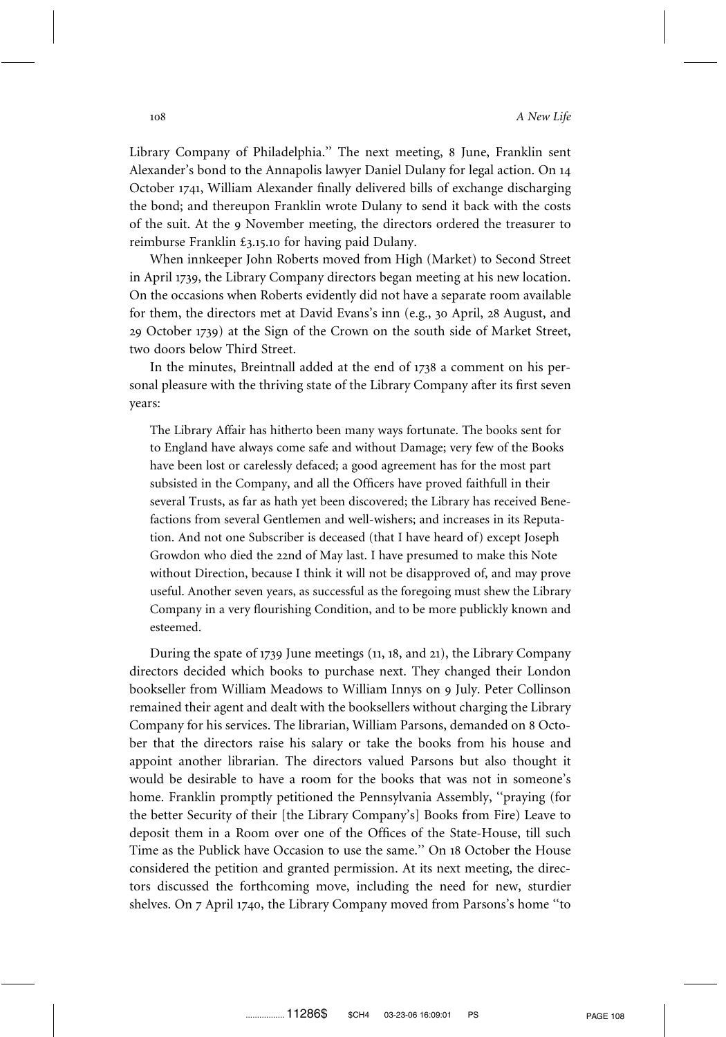Library Company of Philadelphia." The next meeting, 8 June, Franklin sent Alexander's bond to the Annapolis lawyer Daniel Dulany for legal action. On 14 October 1741, William Alexander finally delivered bills of exchange discharging the bond; and thereupon Franklin wrote Dulany to send it back with the costs of the suit. At the 9 November meeting, the directors ordered the treasurer to reimburse Franklin £3.15.10 for having paid Dulany.

When innkeeper John Roberts moved from High (Market) to Second Street in April 1739, the Library Company directors began meeting at his new location. On the occasions when Roberts evidently did not have a separate room available for them, the directors met at David Evans's inn (e.g., 30 April, 28 August, and 29 October 1739) at the Sign of the Crown on the south side of Market Street, two doors below Third Street.

In the minutes, Breintnall added at the end of 1738 a comment on his personal pleasure with the thriving state of the Library Company after its first seven years:

> The Library Affair has hitherto been many ways fortunate. The books sent for to England have always come safe and without Damage; very few of the Books have been lost or carelessly defaced; a good agreement has for the most part subsisted in the Company, and all the Officers have proved faithfull in their several Trusts, as far as hath yet been discovered; the Library has received Benefactions from several Gentlemen and well-wishers; and increases in its Reputation. And not one Subscriber is deceased (that I have heard of) except Joseph Growdon who died the 22nd of May last. I have presumed to make this Note without Direction, because I think it will not be disapproved of, and may prove useful. Another seven years, as successful as the foregoing must shew the Library Company in a very flourishing Condition, and to be more publickly known and esteemed.

During the spate of 1739 June meetings (11, 18, and 21), the Library Company directors decided which books to purchase next. They changed their London bookseller from William Meadows to William Innys on 9 July. Peter Collinson remained their agent and dealt with the booksellers without charging the Library Company for his services. The librarian, William Parsons, demanded on 8 October that the directors raise his salary or take the books from his house and appoint another librarian. The directors valued Parsons but also thought it would be desirable to have a room for the books that was not in someone's home. Franklin promptly petitioned the Pennsylvania Assembly, "praying (for the better Security of their [the Library Company's] Books from Fire) Leave to deposit them in a Room over one of the Offices of the State-House, till such Time as the Publick have Occasion to use the same." On 18 October the House considered the petition and granted permission. At its next meeting, the directors discussed the forthcoming move, including the need for new, sturdier shelves. On 7 April 1740, the Library Company moved from Parsons's home "to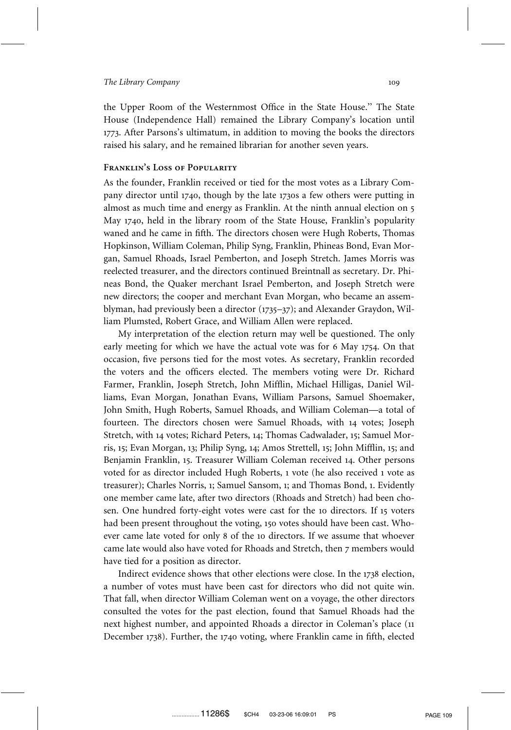the Upper Room of the Westernmost Office in the State House.'' The State House (Independence Hall) remained the Library Company's location until 1773. After Parsons's ultimatum, in addition to moving the books the directors raised his salary, and he remained librarian for another seven years.

## Franklin's Loss of Popularity

As the founder, Franklin received or tied for the most votes as a Library Company director until 1740, though by the late 1730s a few others were putting in almost as much time and energy as Franklin. At the ninth annual election on 5 May 1740, held in the library room of the State House, Franklin's popularity waned and he came in fifth. The directors chosen were Hugh Roberts, Thomas Hopkinson, William Coleman, Philip Syng, Franklin, Phineas Bond, Evan Morgan, Samuel Rhoads, Israel Pemberton, and Joseph Stretch. James Morris was reelected treasurer, and the directors continued Breintnall as secretary. Dr. Phineas Bond, the Quaker merchant Israel Pemberton, and Joseph Stretch were new directors; the cooper and merchant Evan Morgan, who became an assemblyman, had previously been a director (1735–37); and Alexander Graydon, William Plumsted, Robert Grace, and William Allen were replaced.

My interpretation of the election return may well be questioned. The only early meeting for which we have the actual vote was for 6 May 1754. On that occasion, five persons tied for the most votes. As secretary, Franklin recorded the voters and the officers elected. The members voting were Dr. Richard Farmer, Franklin, Joseph Stretch, John Mifflin, Michael Hilligas, Daniel Williams, Evan Morgan, Jonathan Evans, William Parsons, Samuel Shoemaker, John Smith, Hugh Roberts, Samuel Rhoads, and William Coleman—a total of fourteen. The directors chosen were Samuel Rhoads, with 14 votes; Joseph Stretch, with 14 votes; Richard Peters, 14; Thomas Cadwalader, 15; Samuel Morris, 15; Evan Morgan, 13; Philip Syng, 14; Amos Strettell, 15; John Mifflin, 15; and Benjamin Franklin, 15. Treasurer William Coleman received 14. Other persons voted for as director included Hugh Roberts, 1 vote (he also received 1 vote as treasurer); Charles Norris, 1; Samuel Sansom, 1; and Thomas Bond, 1. Evidently one member came late, after two directors (Rhoads and Stretch) had been chosen. One hundred forty-eight votes were cast for the 10 directors. If 15 voters had been present throughout the voting, 150 votes should have been cast. Whoever came late voted for only 8 of the 10 directors. If we assume that whoever came late would also have voted for Rhoads and Stretch, then 7 members would have tied for a position as director.

Indirect evidence shows that other elections were close. In the 1738 election, a number of votes must have been cast for directors who did not quite win. That fall, when director William Coleman went on a voyage, the other directors consulted the votes for the past election, found that Samuel Rhoads had the next highest number, and appointed Rhoads a director in Coleman's place (11 December 1738). Further, the 1740 voting, where Franklin came in fifth, elected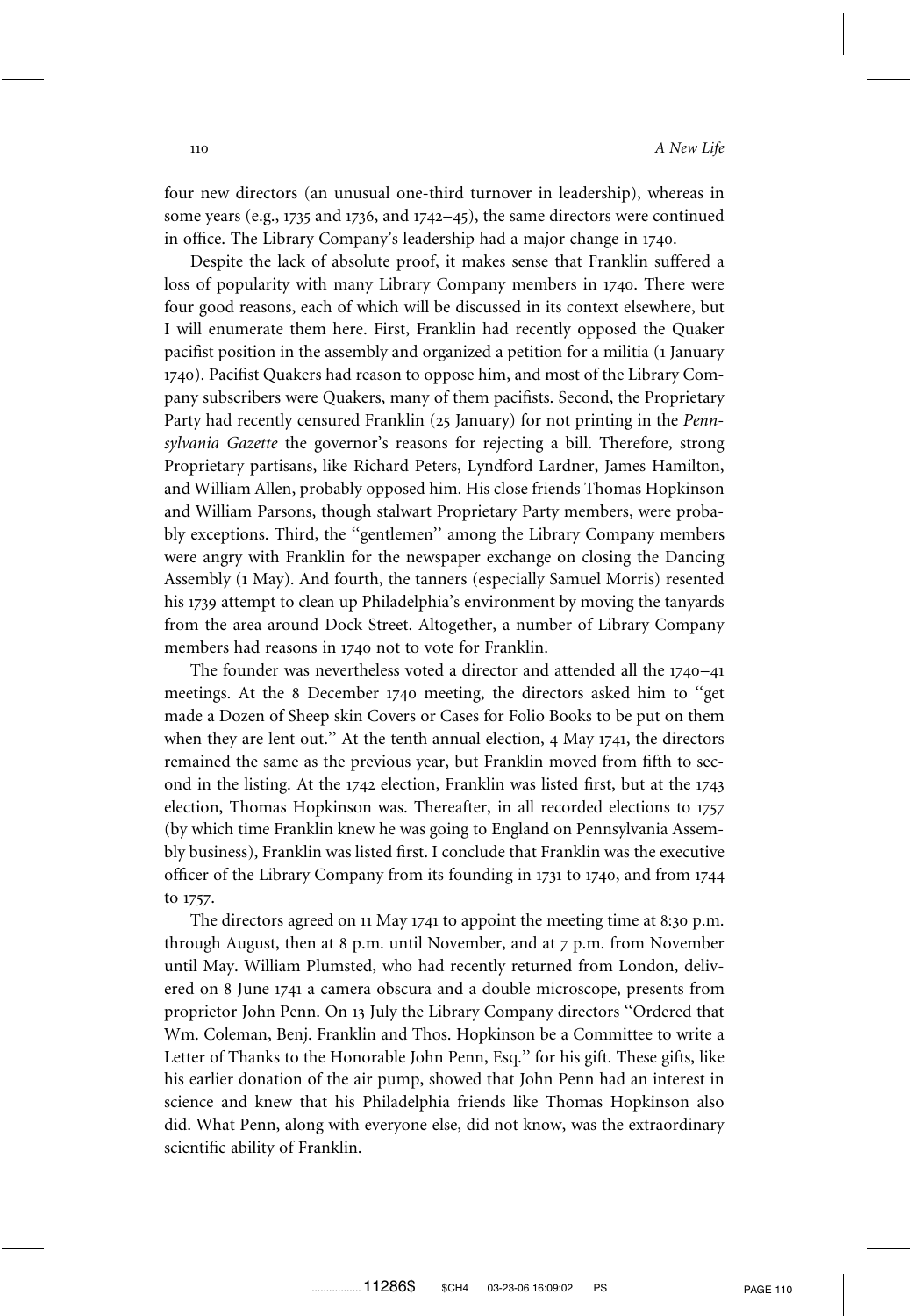four new directors (an unusual one-third turnover in leadership), whereas in some years (e.g., 1735 and 1736, and 1742–45), the same directors were continued in office. The Library Company's leadership had a major change in 1740.

Despite the lack of absolute proof, it makes sense that Franklin suffered a loss of popularity with many Library Company members in 1740. There were four good reasons, each of which will be discussed in its context elsewhere, but I will enumerate them here. First, Franklin had recently opposed the Quaker pacifist position in the assembly and organized a petition for a militia (1 January 1740). Pacifist Quakers had reason to oppose him, and most of the Library Company subscribers were Quakers, many of them pacifists. Second, the Proprietary Party had recently censured Franklin (25 January) for not printing in the *Pennsylvania Gazette* the governor's reasons for rejecting a bill. Therefore, strong Proprietary partisans, like Richard Peters, Lyndford Lardner, James Hamilton, and William Allen, probably opposed him. His close friends Thomas Hopkinson and William Parsons, though stalwart Proprietary Party members, were probably exceptions. Third, the "gentlemen" among the Library Company members were angry with Franklin for the newspaper exchange on closing the Dancing Assembly (1 May). And fourth, the tanners (especially Samuel Morris) resented his 1739 attempt to clean up Philadelphia's environment by moving the tanyards from the area around Dock Street. Altogether, a number of Library Company members had reasons in 1740 not to vote for Franklin.

The founder was nevertheless voted a director and attended all the 1740–41 meetings. At the 8 December 1740 meeting, the directors asked him to "get made a Dozen of Sheep skin Covers or Cases for Folio Books to be put on them when they are lent out." At the tenth annual election, 4 May 1741, the directors remained the same as the previous year, but Franklin moved from fifth to second in the listing. At the 1742 election, Franklin was listed first, but at the 1743 election, Thomas Hopkinson was. Thereafter, in all recorded elections to 1757 (by which time Franklin knew he was going to England on Pennsylvania Assembly business), Franklin was listed first. I conclude that Franklin was the executive officer of the Library Company from its founding in 1731 to 1740, and from 1744 to 1757.

The directors agreed on 11 May 1741 to appoint the meeting time at 8:30 p.m. through August, then at 8 p.m. until November, and at 7 p.m. from November until May. William Plumsted, who had recently returned from London, delivered on 8 June 1741 a camera obscura and a double microscope, presents from proprietor John Penn. On 13 July the Library Company directors "Ordered that Wm. Coleman, Benj. Franklin and Thos. Hopkinson be a Committee to write a Letter of Thanks to the Honorable John Penn, Esq." for his gift. These gifts, like his earlier donation of the air pump, showed that John Penn had an interest in science and knew that his Philadelphia friends like Thomas Hopkinson also did. What Penn, along with everyone else, did not know, was the extraordinary scientific ability of Franklin.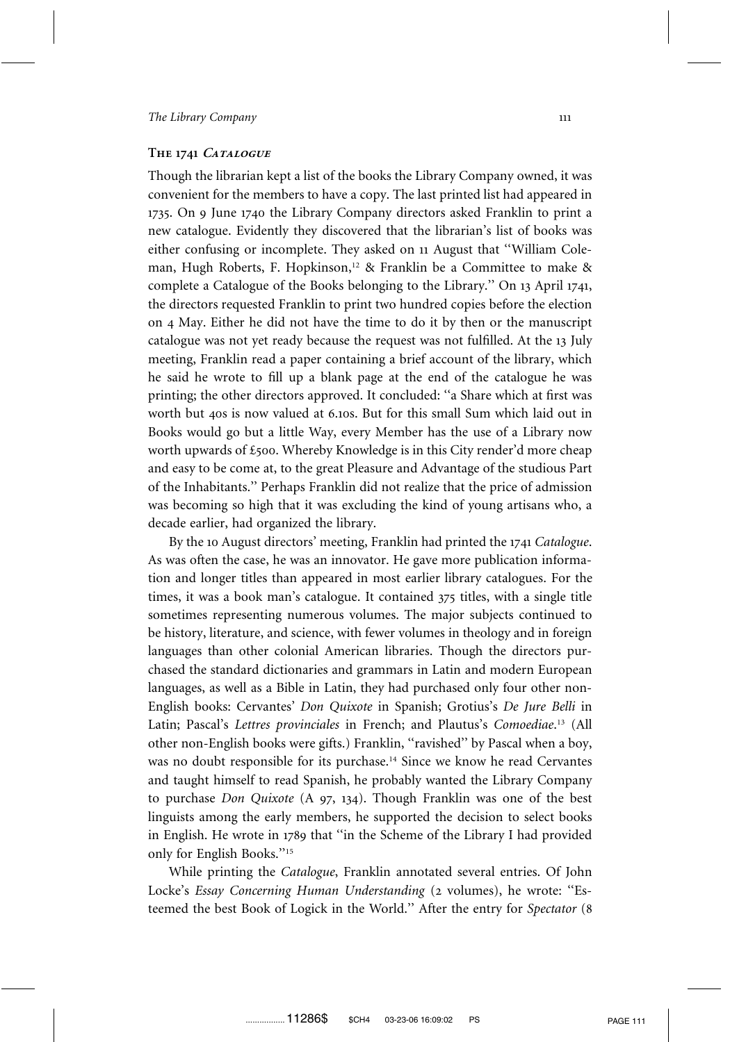## The 1741 *Catalogue*

Though the librarian kept a list of the books the Library Company owned, it was convenient for the members to have a copy. The last printed list had appeared in 1735. On 9 June 1740 the Library Company directors asked Franklin to print a new catalogue. Evidently they discovered that the librarian's list of books was either confusing or incomplete. They asked on 11 August that "William Coleman, Hugh Roberts, F. Hopkinson,[12] & Franklin be a Committee to make & complete a Catalogue of the Books belonging to the Library." On 13 April 1741, the directors requested Franklin to print two hundred copies before the election on 4 May. Either he did not have the time to do it by then or the manuscript catalogue was not yet ready because the request was not fulfilled. At the 13 July meeting, Franklin read a paper containing a brief account of the library, which he said he wrote to fill up a blank page at the end of the catalogue he was printing; the other directors approved. It concluded: "a Share which at first was worth but 40s is now valued at 6.10s. But for this small Sum which laid out in Books would go but a little Way, every Member has the use of a Library now worth upwards of £500. Whereby Knowledge is in this City render'd more cheap and easy to be come at, to the great Pleasure and Advantage of the studious Part of the Inhabitants." Perhaps Franklin did not realize that the price of admission was becoming so high that it was excluding the kind of young artisans who, a decade earlier, had organized the library.

By the 10 August directors' meeting, Franklin had printed the 1741 *Catalogue*. As was often the case, he was an innovator. He gave more publication information and longer titles than appeared in most earlier library catalogues. For the times, it was a book man's catalogue. It contained 375 titles, with a single title sometimes representing numerous volumes. The major subjects continued to be history, literature, and science, with fewer volumes in theology and in foreign languages than other colonial American libraries. Though the directors purchased the standard dictionaries and grammars in Latin and modern European languages, as well as a Bible in Latin, they had purchased only four other non-English books: Cervantes' *Don Quixote* in Spanish; Grotius's *De Jure Belli* in Latin; Pascal's *Lettres provinciales* in French; and Plautus's *Comoediae*.[13] (All other non-English books were gifts.) Franklin, "ravished" by Pascal when a boy, was no doubt responsible for its purchase.[14] Since we know he read Cervantes and taught himself to read Spanish, he probably wanted the Library Company to purchase *Don Quixote* (A 97, 134). Though Franklin was one of the best linguists among the early members, he supported the decision to select books in English. He wrote in 1789 that "in the Scheme of the Library I had provided only for English Books."[15]

While printing the *Catalogue*, Franklin annotated several entries. Of John Locke's *Essay Concerning Human Understanding* (2 volumes), he wrote: "Esteemed the best Book of Logick in the World." After the entry for *Spectator* (8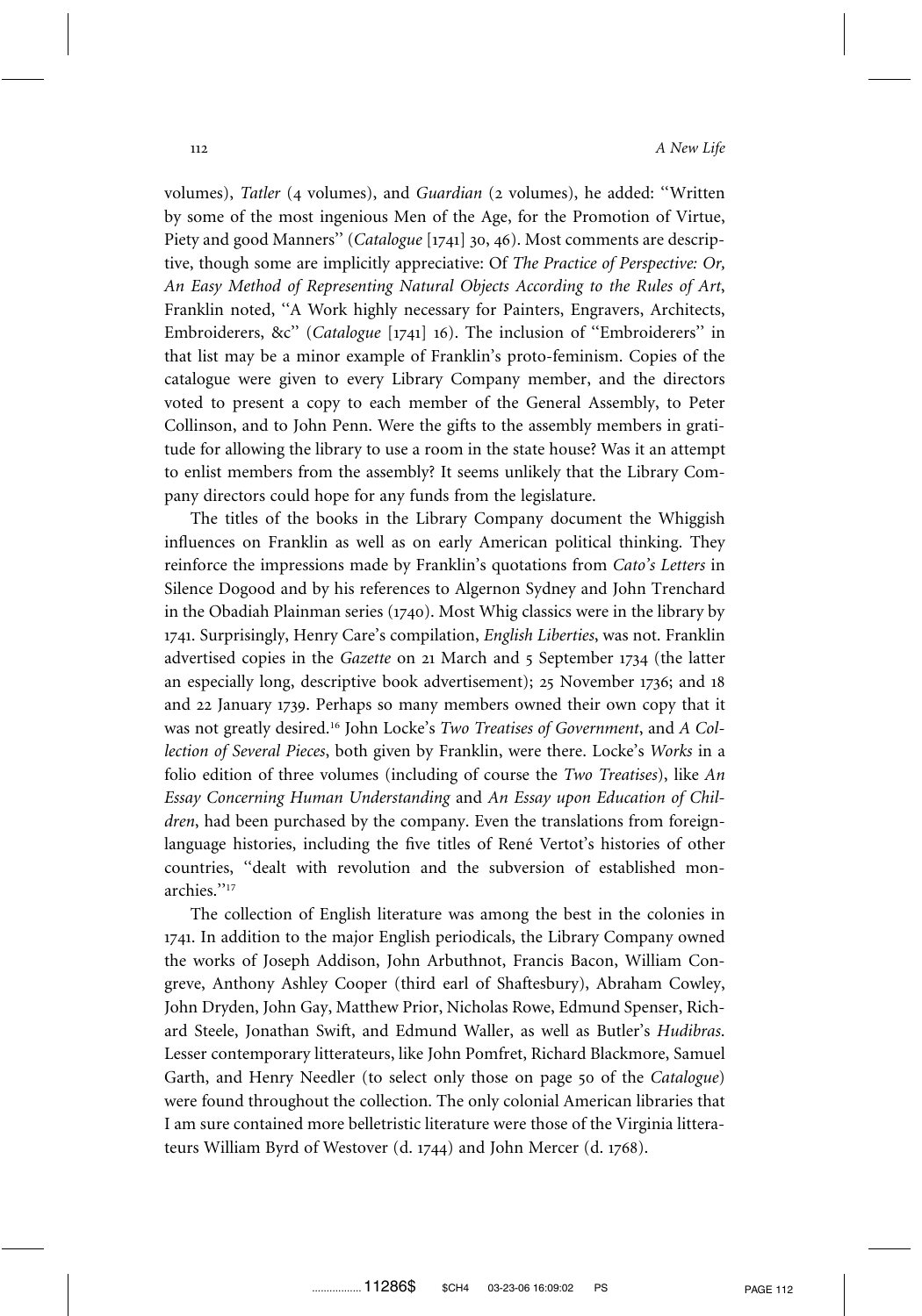volumes), *Tatler* (4 volumes), and *Guardian* (2 volumes), he added: ''Written by some of the most ingenious Men of the Age, for the Promotion of Virtue, Piety and good Manners'' (*Catalogue* [1741] 30, 46). Most comments are descriptive, though some are implicitly appreciative: Of *The Practice of Perspective: Or, An Easy Method of Representing Natural Objects According to the Rules of Art*, Franklin noted, ''A Work highly necessary for Painters, Engravers, Architects, Embroiderers, &c'' (*Catalogue* [1741] 16). The inclusion of ''Embroiderers'' in that list may be a minor example of Franklin's proto-feminism. Copies of the catalogue were given to every Library Company member, and the directors voted to present a copy to each member of the General Assembly, to Peter Collinson, and to John Penn. Were the gifts to the assembly members in gratitude for allowing the library to use a room in the state house? Was it an attempt to enlist members from the assembly? It seems unlikely that the Library Company directors could hope for any funds from the legislature.

The titles of the books in the Library Company document the Whiggish influences on Franklin as well as on early American political thinking. They reinforce the impressions made by Franklin's quotations from *Cato's Letters* in Silence Dogood and by his references to Algernon Sydney and John Trenchard in the Obadiah Plainman series (1740). Most Whig classics were in the library by 1741. Surprisingly, Henry Care's compilation, *English Liberties*, was not. Franklin advertised copies in the *Gazette* on 21 March and 5 September 1734 (the latter an especially long, descriptive book advertisement); 25 November 1736; and 18 and 22 January 1739. Perhaps so many members owned their own copy that it was not greatly desired.[16] John Locke's *Two Treatises of Government*, and *A Collection of Several Pieces*, both given by Franklin, were there. Locke's *Works* in a folio edition of three volumes (including of course the *Two Treatises*), like *An Essay Concerning Human Understanding* and *An Essay upon Education of Children*, had been purchased by the company. Even the translations from foreign-language histories, including the five titles of René Vertot's histories of other countries, ''dealt with revolution and the subversion of established monarchies.''[17]

The collection of English literature was among the best in the colonies in 1741. In addition to the major English periodicals, the Library Company owned the works of Joseph Addison, John Arbuthnot, Francis Bacon, William Congreve, Anthony Ashley Cooper (third earl of Shaftesbury), Abraham Cowley, John Dryden, John Gay, Matthew Prior, Nicholas Rowe, Edmund Spenser, Richard Steele, Jonathan Swift, and Edmund Waller, as well as Butler's *Hudibras*. Lesser contemporary litterateurs, like John Pomfret, Richard Blackmore, Samuel Garth, and Henry Needler (to select only those on page 50 of the *Catalogue*) were found throughout the collection. The only colonial American libraries that I am sure contained more belletristic literature were those of the Virginia litterateurs William Byrd of Westover (d. 1744) and John Mercer (d. 1768).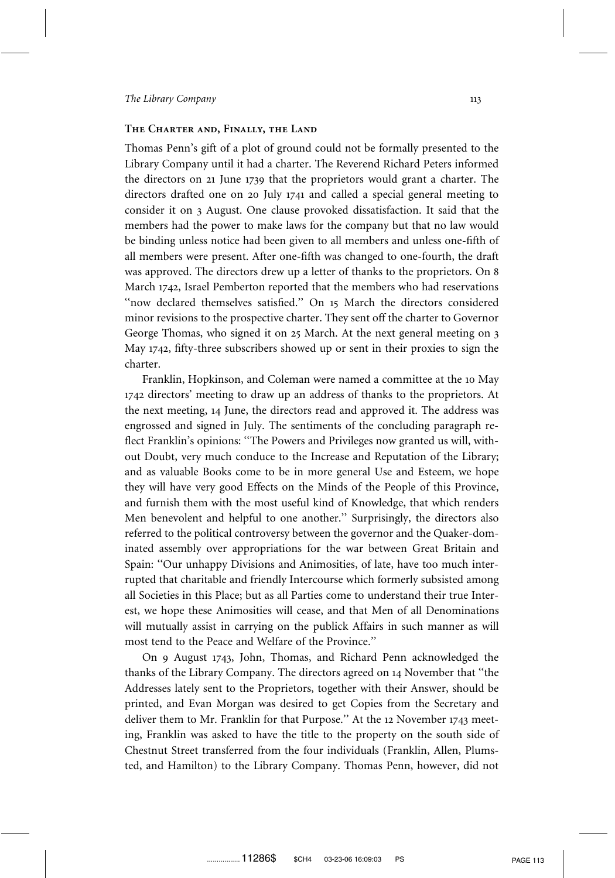### The Charter and, Finally, the Land

Thomas Penn's gift of a plot of ground could not be formally presented to the Library Company until it had a charter. The Reverend Richard Peters informed the directors on 21 June 1739 that the proprietors would grant a charter. The directors drafted one on 20 July 1741 and called a special general meeting to consider it on 3 August. One clause provoked dissatisfaction. It said that the members had the power to make laws for the company but that no law would be binding unless notice had been given to all members and unless one-fifth of all members were present. After one-fifth was changed to one-fourth, the draft was approved. The directors drew up a letter of thanks to the proprietors. On 8 March 1742, Israel Pemberton reported that the members who had reservations "now declared themselves satisfied." On 15 March the directors considered minor revisions to the prospective charter. They sent off the charter to Governor George Thomas, who signed it on 25 March. At the next general meeting on 3 May 1742, fifty-three subscribers showed up or sent in their proxies to sign the charter.

Franklin, Hopkinson, and Coleman were named a committee at the 10 May 1742 directors' meeting to draw up an address of thanks to the proprietors. At the next meeting, 14 June, the directors read and approved it. The address was engrossed and signed in July. The sentiments of the concluding paragraph reflect Franklin's opinions: "The Powers and Privileges now granted us will, without Doubt, very much conduce to the Increase and Reputation of the Library; and as valuable Books come to be in more general Use and Esteem, we hope they will have very good Effects on the Minds of the People of this Province, and furnish them with the most useful kind of Knowledge, that which renders Men benevolent and helpful to one another." Surprisingly, the directors also referred to the political controversy between the governor and the Quaker-dominated assembly over appropriations for the war between Great Britain and Spain: "Our unhappy Divisions and Animosities, of late, have too much interrupted that charitable and friendly Intercourse which formerly subsisted among all Societies in this Place; but as all Parties come to understand their true Interest, we hope these Animosities will cease, and that Men of all Denominations will mutually assist in carrying on the publick Affairs in such manner as will most tend to the Peace and Welfare of the Province."

On 9 August 1743, John, Thomas, and Richard Penn acknowledged the thanks of the Library Company. The directors agreed on 14 November that "the Addresses lately sent to the Proprietors, together with their Answer, should be printed, and Evan Morgan was desired to get Copies from the Secretary and deliver them to Mr. Franklin for that Purpose." At the 12 November 1743 meeting, Franklin was asked to have the title to the property on the south side of Chestnut Street transferred from the four individuals (Franklin, Allen, Plumsted, and Hamilton) to the Library Company. Thomas Penn, however, did not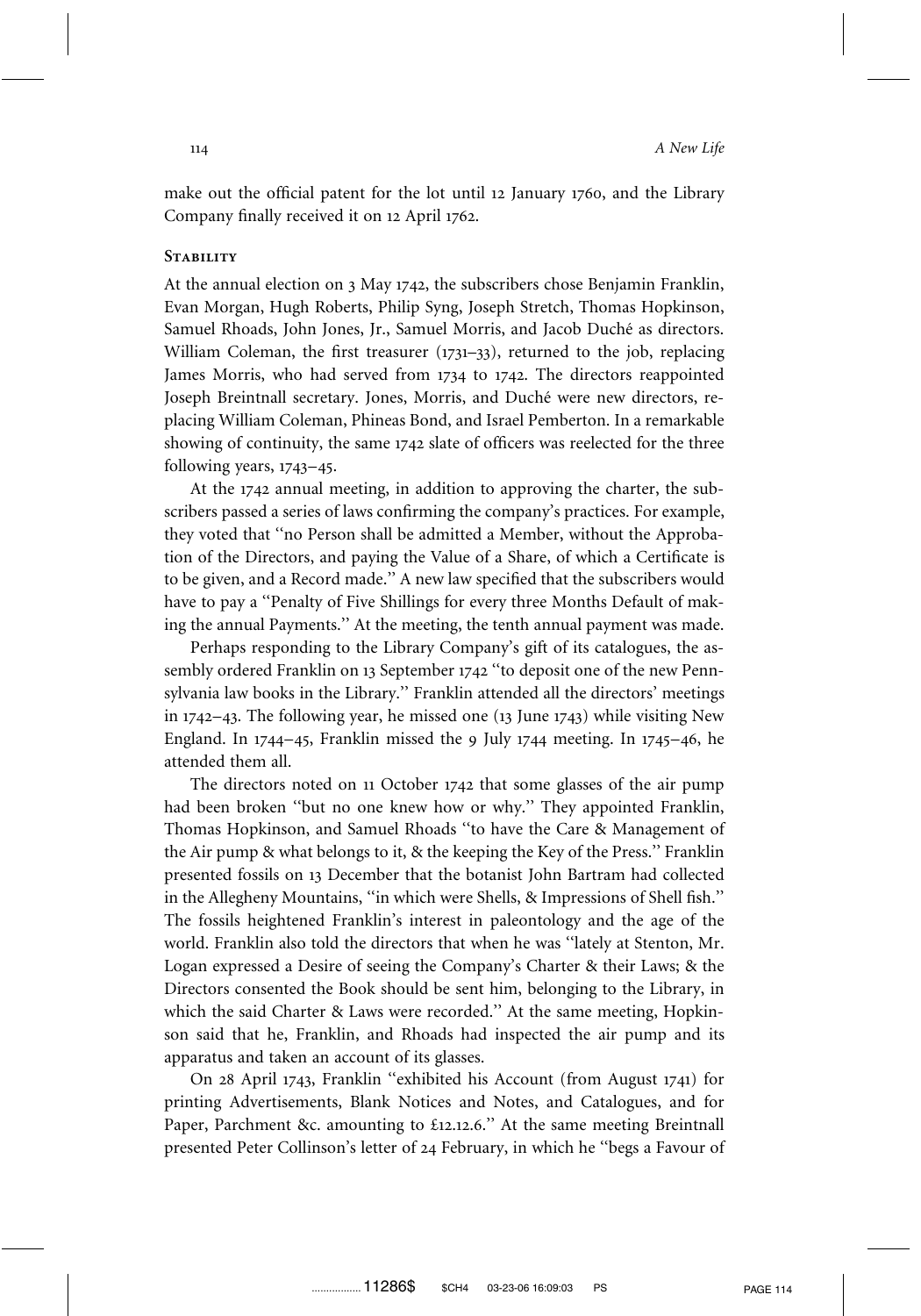make out the official patent for the lot until 12 January 1760, and the Library Company finally received it on 12 April 1762.

## Stability

At the annual election on 3 May 1742, the subscribers chose Benjamin Franklin, Evan Morgan, Hugh Roberts, Philip Syng, Joseph Stretch, Thomas Hopkinson, Samuel Rhoads, John Jones, Jr., Samuel Morris, and Jacob Duché as directors. William Coleman, the first treasurer (1731–33), returned to the job, replacing James Morris, who had served from 1734 to 1742. The directors reappointed Joseph Breintnall secretary. Jones, Morris, and Duché were new directors, replacing William Coleman, Phineas Bond, and Israel Pemberton. In a remarkable showing of continuity, the same 1742 slate of officers was reelected for the three following years, 1743–45.

At the 1742 annual meeting, in addition to approving the charter, the subscribers passed a series of laws confirming the company's practices. For example, they voted that ''no Person shall be admitted a Member, without the Approbation of the Directors, and paying the Value of a Share, of which a Certificate is to be given, and a Record made.'' A new law specified that the subscribers would have to pay a ''Penalty of Five Shillings for every three Months Default of making the annual Payments.'' At the meeting, the tenth annual payment was made.

Perhaps responding to the Library Company's gift of its catalogues, the assembly ordered Franklin on 13 September 1742 ''to deposit one of the new Pennsylvania law books in the Library.'' Franklin attended all the directors' meetings in 1742–43. The following year, he missed one (13 June 1743) while visiting New England. In 1744–45, Franklin missed the 9 July 1744 meeting. In 1745–46, he attended them all.

The directors noted on 11 October 1742 that some glasses of the air pump had been broken ''but no one knew how or why.'' They appointed Franklin, Thomas Hopkinson, and Samuel Rhoads ''to have the Care & Management of the Air pump & what belongs to it, & the keeping the Key of the Press.'' Franklin presented fossils on 13 December that the botanist John Bartram had collected in the Allegheny Mountains, ''in which were Shells, & Impressions of Shell fish.'' The fossils heightened Franklin's interest in paleontology and the age of the world. Franklin also told the directors that when he was ''lately at Stenton, Mr. Logan expressed a Desire of seeing the Company's Charter & their Laws; & the Directors consented the Book should be sent him, belonging to the Library, in which the said Charter & Laws were recorded.'' At the same meeting, Hopkinson said that he, Franklin, and Rhoads had inspected the air pump and its apparatus and taken an account of its glasses.

On 28 April 1743, Franklin ''exhibited his Account (from August 1741) for printing Advertisements, Blank Notices and Notes, and Catalogues, and for Paper, Parchment &c. amounting to £12.12.6.'' At the same meeting Breintnall presented Peter Collinson's letter of 24 February, in which he ''begs a Favour of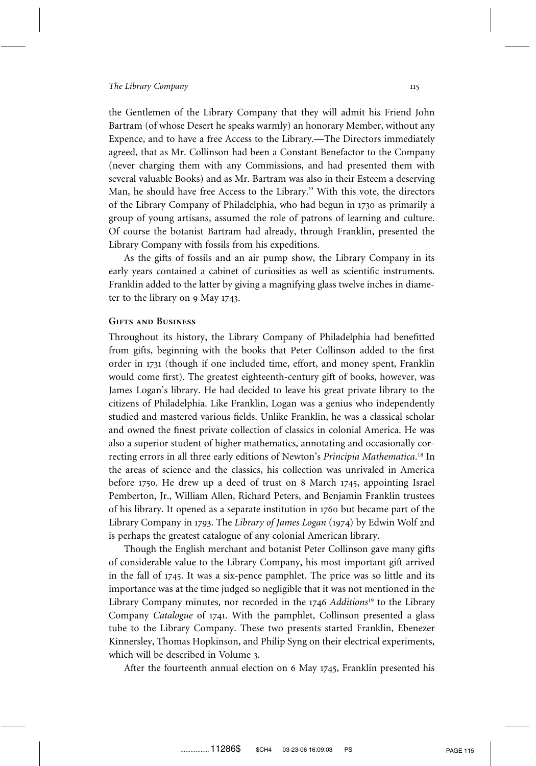the Gentlemen of the Library Company that they will admit his Friend John Bartram (of whose Desert he speaks warmly) an honorary Member, without any Expence, and to have a free Access to the Library.—The Directors immediately agreed, that as Mr. Collinson had been a Constant Benefactor to the Company (never charging them with any Commissions, and had presented them with several valuable Books) and as Mr. Bartram was also in their Esteem a deserving Man, he should have free Access to the Library.'' With this vote, the directors of the Library Company of Philadelphia, who had begun in 1730 as primarily a group of young artisans, assumed the role of patrons of learning and culture. Of course the botanist Bartram had already, through Franklin, presented the Library Company with fossils from his expeditions.

As the gifts of fossils and an air pump show, the Library Company in its early years contained a cabinet of curiosities as well as scientific instruments. Franklin added to the latter by giving a magnifying glass twelve inches in diameter to the library on 9 May 1743.

### Gifts and Business

Throughout its history, the Library Company of Philadelphia had benefitted from gifts, beginning with the books that Peter Collinson added to the first order in 1731 (though if one included time, effort, and money spent, Franklin would come first). The greatest eighteenth-century gift of books, however, was James Logan's library. He had decided to leave his great private library to the citizens of Philadelphia. Like Franklin, Logan was a genius who independently studied and mastered various fields. Unlike Franklin, he was a classical scholar and owned the finest private collection of classics in colonial America. He was also a superior student of higher mathematics, annotating and occasionally correcting errors in all three early editions of Newton's *Principia Mathematica*.[18] In the areas of science and the classics, his collection was unrivaled in America before 1750. He drew up a deed of trust on 8 March 1745, appointing Israel Pemberton, Jr., William Allen, Richard Peters, and Benjamin Franklin trustees of his library. It opened as a separate institution in 1760 but became part of the Library Company in 1793. The *Library of James Logan* (1974) by Edwin Wolf 2nd is perhaps the greatest catalogue of any colonial American library.

Though the English merchant and botanist Peter Collinson gave many gifts of considerable value to the Library Company, his most important gift arrived in the fall of 1745. It was a six-pence pamphlet. The price was so little and its importance was at the time judged so negligible that it was not mentioned in the Library Company minutes, nor recorded in the 1746 *Additions*[19] to the Library Company *Catalogue* of 1741. With the pamphlet, Collinson presented a glass tube to the Library Company. These two presents started Franklin, Ebenezer Kinnersley, Thomas Hopkinson, and Philip Syng on their electrical experiments, which will be described in Volume 3.

After the fourteenth annual election on 6 May 1745, Franklin presented his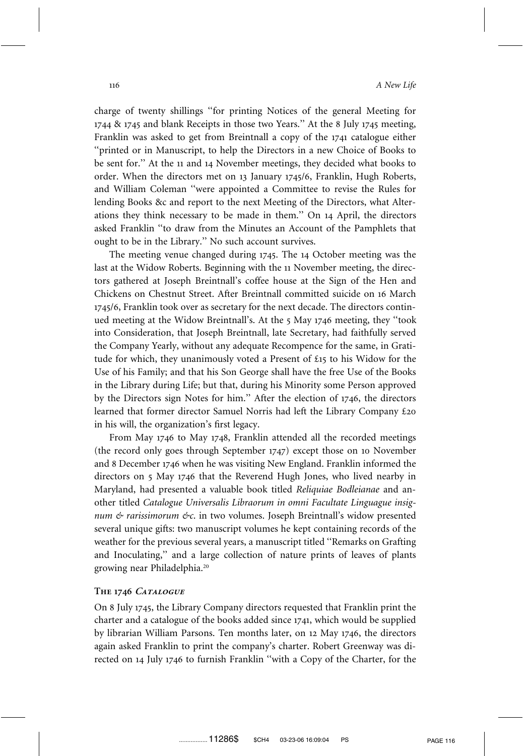charge of twenty shillings "for printing Notices of the general Meeting for 1744 & 1745 and blank Receipts in those two Years." At the 8 July 1745 meeting, Franklin was asked to get from Breintnall a copy of the 1741 catalogue either "printed or in Manuscript, to help the Directors in a new Choice of Books to be sent for." At the 11 and 14 November meetings, they decided what books to order. When the directors met on 13 January 1745/6, Franklin, Hugh Roberts, and William Coleman "were appointed a Committee to revise the Rules for lending Books &c and report to the next Meeting of the Directors, what Alterations they think necessary to be made in them." On 14 April, the directors asked Franklin "to draw from the Minutes an Account of the Pamphlets that ought to be in the Library." No such account survives.

The meeting venue changed during 1745. The 14 October meeting was the last at the Widow Roberts. Beginning with the 11 November meeting, the directors gathered at Joseph Breintnall's coffee house at the Sign of the Hen and Chickens on Chestnut Street. After Breintnall committed suicide on 16 March 1745/6, Franklin took over as secretary for the next decade. The directors continued meeting at the Widow Breintnall's. At the 5 May 1746 meeting, they "took into Consideration, that Joseph Breintnall, late Secretary, had faithfully served the Company Yearly, without any adequate Recompence for the same, in Gratitude for which, they unanimously voted a Present of £15 to his Widow for the Use of his Family; and that his Son George shall have the free Use of the Books in the Library during Life; but that, during his Minority some Person approved by the Directors sign Notes for him." After the election of 1746, the directors learned that former director Samuel Norris had left the Library Company £20 in his will, the organization's first legacy.

From May 1746 to May 1748, Franklin attended all the recorded meetings (the record only goes through September 1747) except those on 10 November and 8 December 1746 when he was visiting New England. Franklin informed the directors on 5 May 1746 that the Reverend Hugh Jones, who lived nearby in Maryland, had presented a valuable book titled *Reliquiae Bodleianae* and another titled *Catalogue Universalis Libraorum in omni Facultate Linguague insignum & rarissimorum &c.* in two volumes. Joseph Breintnall's widow presented several unique gifts: two manuscript volumes he kept containing records of the weather for the previous several years, a manuscript titled "Remarks on Grafting and Inoculating," and a large collection of nature prints of leaves of plants growing near Philadelphia.[20]

### The 1746 *Catalogue*

On 8 July 1745, the Library Company directors requested that Franklin print the charter and a catalogue of the books added since 1741, which would be supplied by librarian William Parsons. Ten months later, on 12 May 1746, the directors again asked Franklin to print the company's charter. Robert Greenway was directed on 14 July 1746 to furnish Franklin "with a Copy of the Charter, for the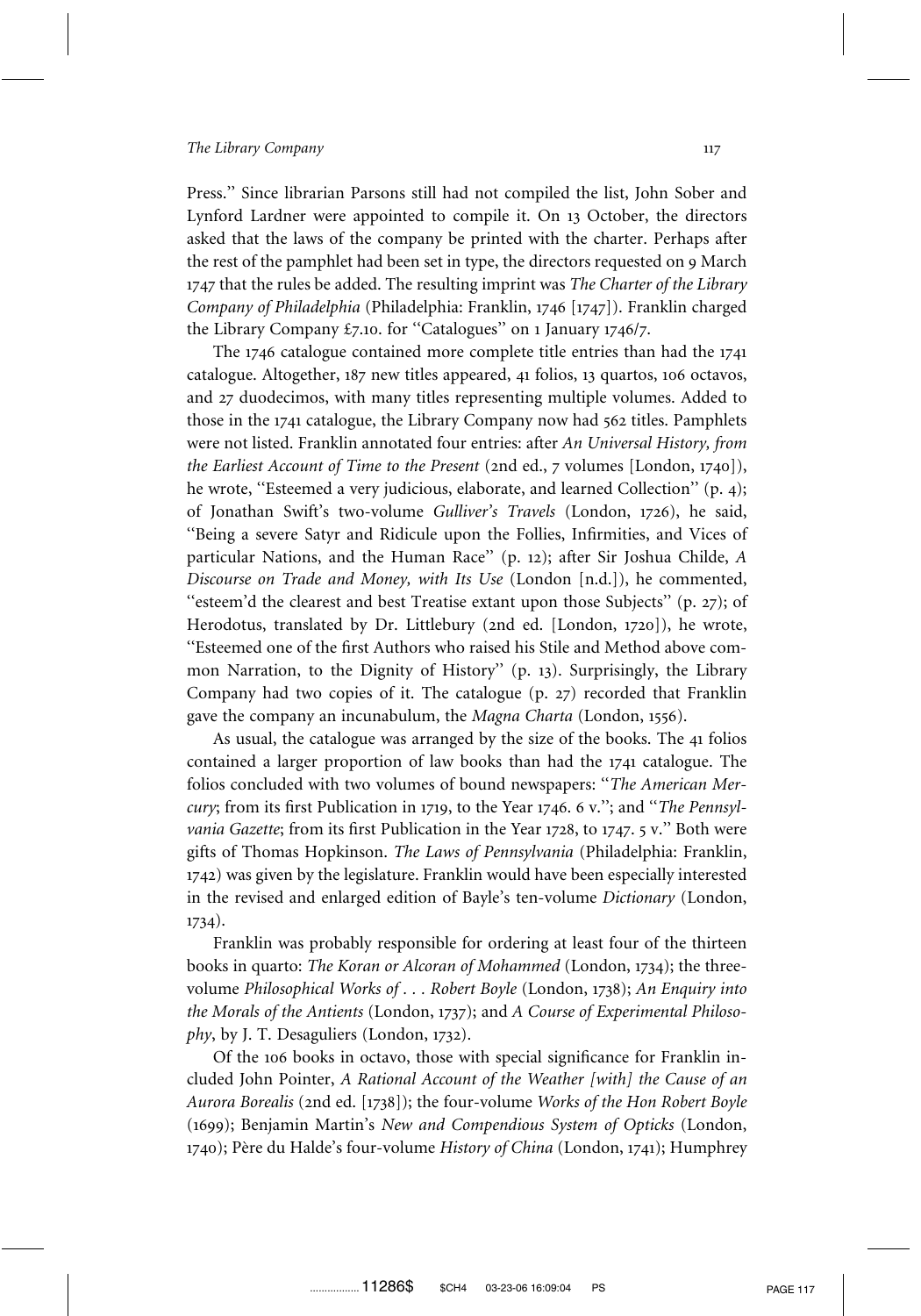Press.'' Since librarian Parsons still had not compiled the list, John Sober and Lynford Lardner were appointed to compile it. On 13 October, the directors asked that the laws of the company be printed with the charter. Perhaps after the rest of the pamphlet had been set in type, the directors requested on 9 March 1747 that the rules be added. The resulting imprint was *The Charter of the Library Company of Philadelphia* (Philadelphia: Franklin, 1746 [1747]). Franklin charged the Library Company £7.10. for ''Catalogues'' on 1 January 1746/7.

The 1746 catalogue contained more complete title entries than had the 1741 catalogue. Altogether, 187 new titles appeared, 41 folios, 13 quartos, 106 octavos, and 27 duodecimos, with many titles representing multiple volumes. Added to those in the 1741 catalogue, the Library Company now had 562 titles. Pamphlets were not listed. Franklin annotated four entries: after *An Universal History, from the Earliest Account of Time to the Present* (2nd ed., 7 volumes [London, 1740]), he wrote, ''Esteemed a very judicious, elaborate, and learned Collection'' (p. 4); of Jonathan Swift's two-volume *Gulliver's Travels* (London, 1726), he said, ''Being a severe Satyr and Ridicule upon the Follies, Infirmities, and Vices of particular Nations, and the Human Race'' (p. 12); after Sir Joshua Childe, *A Discourse on Trade and Money, with Its Use* (London [n.d.]), he commented, ''esteem'd the clearest and best Treatise extant upon those Subjects'' (p. 27); of Herodotus, translated by Dr. Littlebury (2nd ed. [London, 1720]), he wrote, ''Esteemed one of the first Authors who raised his Stile and Method above common Narration, to the Dignity of History'' (p. 13). Surprisingly, the Library Company had two copies of it. The catalogue (p. 27) recorded that Franklin gave the company an incunabulum, the *Magna Charta* (London, 1556).

As usual, the catalogue was arranged by the size of the books. The 41 folios contained a larger proportion of law books than had the 1741 catalogue. The folios concluded with two volumes of bound newspapers: ''*The American Mercury*; from its first Publication in 1719, to the Year 1746. 6 v.''; and ''*The Pennsylvania Gazette*; from its first Publication in the Year 1728, to 1747. 5 v.'' Both were gifts of Thomas Hopkinson. *The Laws of Pennsylvania* (Philadelphia: Franklin, 1742) was given by the legislature. Franklin would have been especially interested in the revised and enlarged edition of Bayle's ten-volume *Dictionary* (London, 1734).

Franklin was probably responsible for ordering at least four of the thirteen books in quarto: *The Koran or Alcoran of Mohammed* (London, 1734); the three-volume *Philosophical Works of . . . Robert Boyle* (London, 1738); *An Enquiry into the Morals of the Antients* (London, 1737); and *A Course of Experimental Philosophy*, by J. T. Desaguliers (London, 1732).

Of the 106 books in octavo, those with special significance for Franklin included John Pointer, *A Rational Account of the Weather [with] the Cause of an Aurora Borealis* (2nd ed. [1738]); the four-volume *Works of the Hon Robert Boyle* (1699); Benjamin Martin's *New and Compendious System of Opticks* (London, 1740); Père du Halde's four-volume *History of China* (London, 1741); Humphrey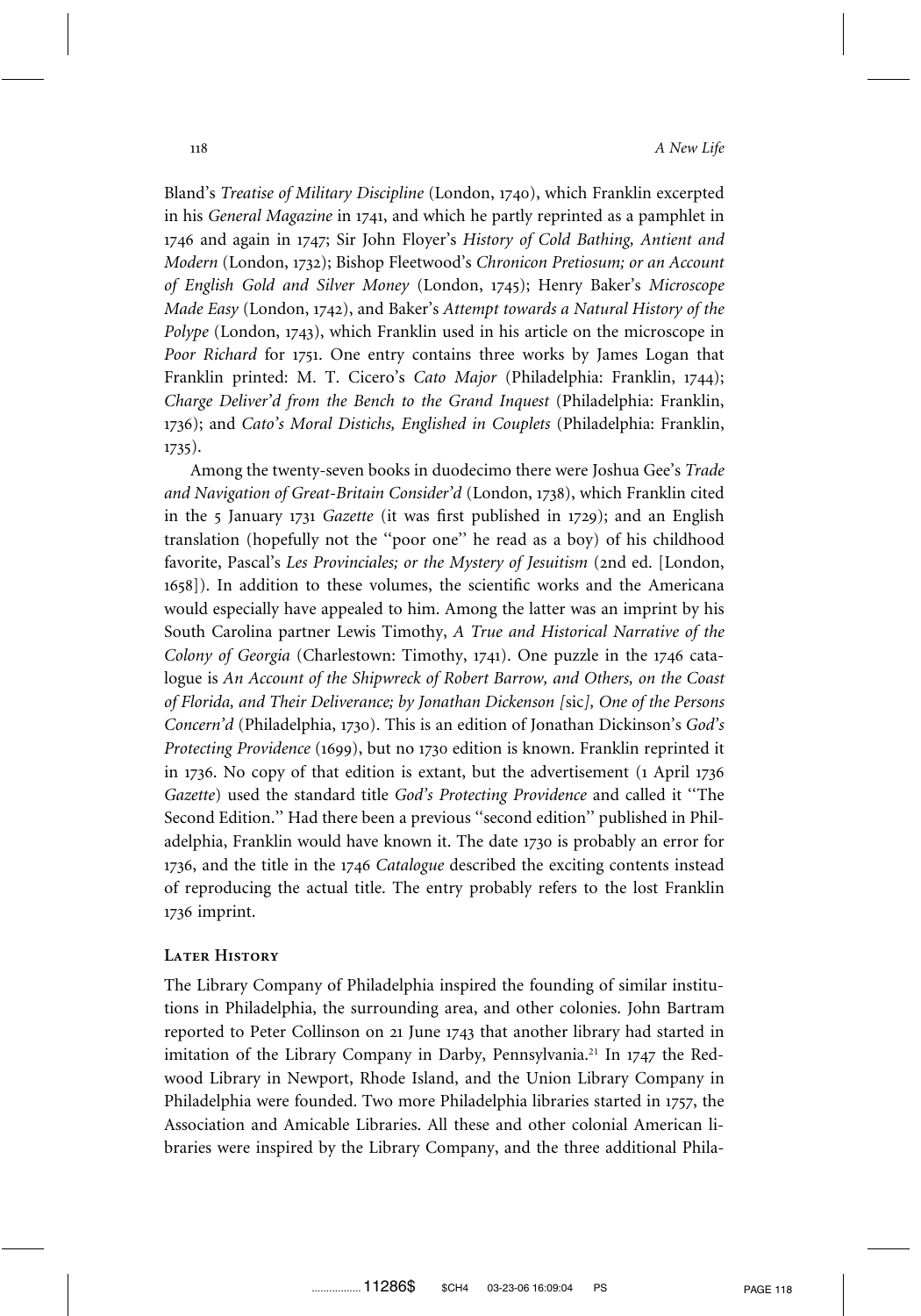Bland's *Treatise of Military Discipline* (London, 1740), which Franklin excerpted in his *General Magazine* in 1741, and which he partly reprinted as a pamphlet in 1746 and again in 1747; Sir John Floyer's *History of Cold Bathing, Antient and Modern* (London, 1732); Bishop Fleetwood's *Chronicon Pretiosum; or an Account of English Gold and Silver Money* (London, 1745); Henry Baker's *Microscope Made Easy* (London, 1742), and Baker's *Attempt towards a Natural History of the Polype* (London, 1743), which Franklin used in his article on the microscope in *Poor Richard* for 1751. One entry contains three works by James Logan that Franklin printed: M. T. Cicero's *Cato Major* (Philadelphia: Franklin, 1744); *Charge Deliver'd from the Bench to the Grand Inquest* (Philadelphia: Franklin, 1736); and *Cato's Moral Distichs, Englished in Couplets* (Philadelphia: Franklin, 1735).

Among the twenty-seven books in duodecimo there were Joshua Gee's *Trade and Navigation of Great-Britain Consider'd* (London, 1738), which Franklin cited in the 5 January 1731 *Gazette* (it was first published in 1729); and an English translation (hopefully not the ''poor one'' he read as a boy) of his childhood favorite, Pascal's *Les Provinciales; or the Mystery of Jesuitism* (2nd ed. [London, 1658]). In addition to these volumes, the scientific works and the Americana would especially have appealed to him. Among the latter was an imprint by his South Carolina partner Lewis Timothy, *A True and Historical Narrative of the Colony of Georgia* (Charlestown: Timothy, 1741). One puzzle in the 1746 catalogue is *An Account of the Shipwreck of Robert Barrow, and Others, on the Coast of Florida, and Their Deliverance; by Jonathan Dickenson [*sic*], One of the Persons Concern'd* (Philadelphia, 1730). This is an edition of Jonathan Dickinson's *God's Protecting Providence* (1699), but no 1730 edition is known. Franklin reprinted it in 1736. No copy of that edition is extant, but the advertisement (1 April 1736 *Gazette*) used the standard title *God's Protecting Providence* and called it ''The Second Edition.'' Had there been a previous ''second edition'' published in Philadelphia, Franklin would have known it. The date 1730 is probably an error for 1736, and the title in the 1746 *Catalogue* described the exciting contents instead of reproducing the actual title. The entry probably refers to the lost Franklin 1736 imprint.

## Later History

The Library Company of Philadelphia inspired the founding of similar institutions in Philadelphia, the surrounding area, and other colonies. John Bartram reported to Peter Collinson on 21 June 1743 that another library had started in imitation of the Library Company in Darby, Pennsylvania.[21] In 1747 the Redwood Library in Newport, Rhode Island, and the Union Library Company in Philadelphia were founded. Two more Philadelphia libraries started in 1757, the Association and Amicable Libraries. All these and other colonial American libraries were inspired by the Library Company, and the three additional Phila-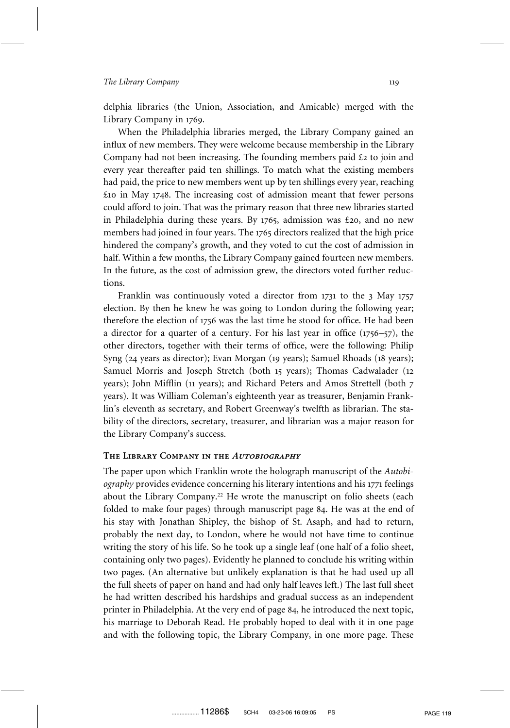delphia libraries (the Union, Association, and Amicable) merged with the Library Company in 1769.

When the Philadelphia libraries merged, the Library Company gained an influx of new members. They were welcome because membership in the Library Company had not been increasing. The founding members paid £2 to join and every year thereafter paid ten shillings. To match what the existing members had paid, the price to new members went up by ten shillings every year, reaching £10 in May 1748. The increasing cost of admission meant that fewer persons could afford to join. That was the primary reason that three new libraries started in Philadelphia during these years. By 1765, admission was £20, and no new members had joined in four years. The 1765 directors realized that the high price hindered the company's growth, and they voted to cut the cost of admission in half. Within a few months, the Library Company gained fourteen new members. In the future, as the cost of admission grew, the directors voted further reductions.

Franklin was continuously voted a director from 1731 to the 3 May 1757 election. By then he knew he was going to London during the following year; therefore the election of 1756 was the last time he stood for office. He had been a director for a quarter of a century. For his last year in office (1756–57), the other directors, together with their terms of office, were the following: Philip Syng (24 years as director); Evan Morgan (19 years); Samuel Rhoads (18 years); Samuel Morris and Joseph Stretch (both 15 years); Thomas Cadwalader (12 years); John Mifflin (11 years); and Richard Peters and Amos Strettell (both 7 years). It was William Coleman's eighteenth year as treasurer, Benjamin Franklin's eleventh as secretary, and Robert Greenway's twelfth as librarian. The stability of the directors, secretary, treasurer, and librarian was a major reason for the Library Company's success.

### The Library Company in the *Autobiography*

The paper upon which Franklin wrote the holograph manuscript of the *Autobiography* provides evidence concerning his literary intentions and his 1771 feelings about the Library Company.[22] He wrote the manuscript on folio sheets (each folded to make four pages) through manuscript page 84. He was at the end of his stay with Jonathan Shipley, the bishop of St. Asaph, and had to return, probably the next day, to London, where he would not have time to continue writing the story of his life. So he took up a single leaf (one half of a folio sheet, containing only two pages). Evidently he planned to conclude his writing within two pages. (An alternative but unlikely explanation is that he had used up all the full sheets of paper on hand and had only half leaves left.) The last full sheet he had written described his hardships and gradual success as an independent printer in Philadelphia. At the very end of page 84, he introduced the next topic, his marriage to Deborah Read. He probably hoped to deal with it in one page and with the following topic, the Library Company, in one more page. These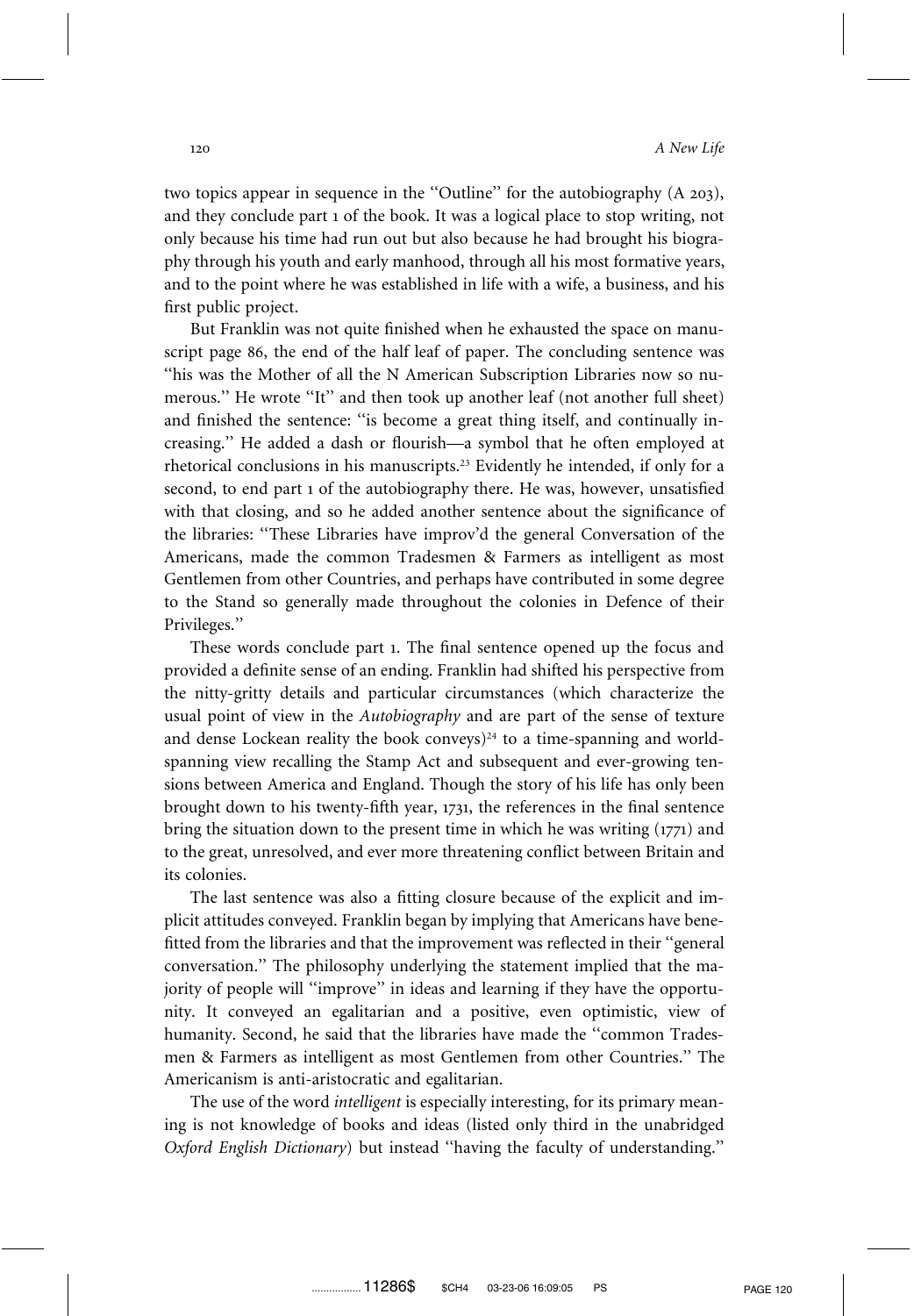two topics appear in sequence in the ''Outline'' for the autobiography (A 203), and they conclude part 1 of the book. It was a logical place to stop writing, not only because his time had run out but also because he had brought his biography through his youth and early manhood, through all his most formative years, and to the point where he was established in life with a wife, a business, and his first public project.

But Franklin was not quite finished when he exhausted the space on manuscript page 86, the end of the half leaf of paper. The concluding sentence was ''his was the Mother of all the N American Subscription Libraries now so numerous.'' He wrote ''It'' and then took up another leaf (not another full sheet) and finished the sentence: ''is become a great thing itself, and continually increasing.'' He added a dash or flourish—a symbol that he often employed at rhetorical conclusions in his manuscripts.[23] Evidently he intended, if only for a second, to end part 1 of the autobiography there. He was, however, unsatisfied with that closing, and so he added another sentence about the significance of the libraries: ''These Libraries have improv'd the general Conversation of the Americans, made the common Tradesmen & Farmers as intelligent as most Gentlemen from other Countries, and perhaps have contributed in some degree to the Stand so generally made throughout the colonies in Defence of their Privileges.''

These words conclude part 1. The final sentence opened up the focus and provided a definite sense of an ending. Franklin had shifted his perspective from the nitty-gritty details and particular circumstances (which characterize the usual point of view in the *Autobiography* and are part of the sense of texture and dense Lockean reality the book conveys)[24] to a time-spanning and world-spanning view recalling the Stamp Act and subsequent and ever-growing tensions between America and England. Though the story of his life has only been brought down to his twenty-fifth year, 1731, the references in the final sentence bring the situation down to the present time in which he was writing (1771) and to the great, unresolved, and ever more threatening conflict between Britain and its colonies.

The last sentence was also a fitting closure because of the explicit and implicit attitudes conveyed. Franklin began by implying that Americans have benefitted from the libraries and that the improvement was reflected in their ''general conversation.'' The philosophy underlying the statement implied that the majority of people will ''improve'' in ideas and learning if they have the opportunity. It conveyed an egalitarian and a positive, even optimistic, view of humanity. Second, he said that the libraries have made the ''common Tradesmen & Farmers as intelligent as most Gentlemen from other Countries.'' The Americanism is anti-aristocratic and egalitarian.

The use of the word *intelligent* is especially interesting, for its primary meaning is not knowledge of books and ideas (listed only third in the unabridged *Oxford English Dictionary*) but instead ''having the faculty of understanding.''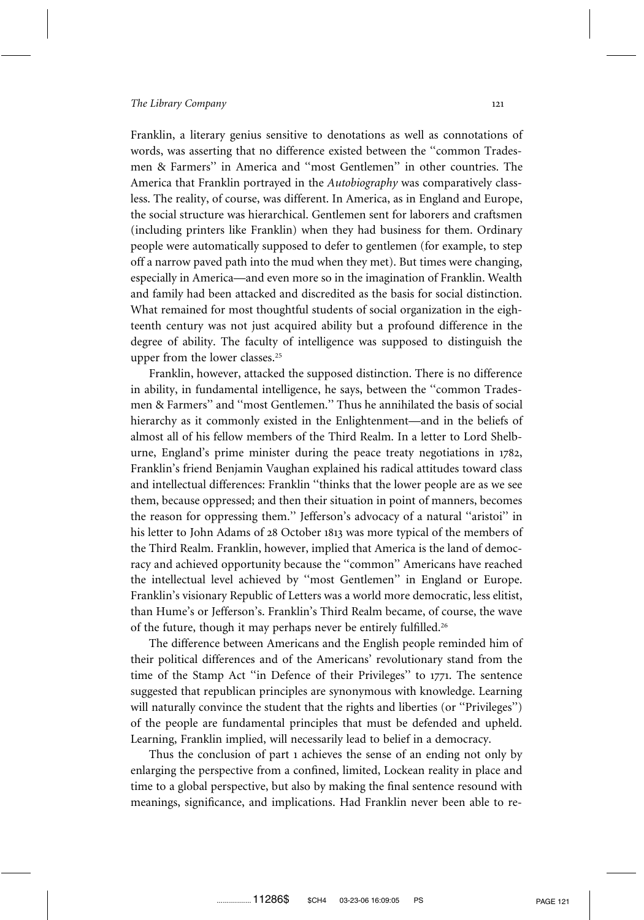Franklin, a literary genius sensitive to denotations as well as connotations of words, was asserting that no difference existed between the ''common Tradesmen & Farmers'' in America and ''most Gentlemen'' in other countries. The America that Franklin portrayed in the *Autobiography* was comparatively classless. The reality, of course, was different. In America, as in England and Europe, the social structure was hierarchical. Gentlemen sent for laborers and craftsmen (including printers like Franklin) when they had business for them. Ordinary people were automatically supposed to defer to gentlemen (for example, to step off a narrow paved path into the mud when they met). But times were changing, especially in America—and even more so in the imagination of Franklin. Wealth and family had been attacked and discredited as the basis for social distinction. What remained for most thoughtful students of social organization in the eighteenth century was not just acquired ability but a profound difference in the degree of ability. The faculty of intelligence was supposed to distinguish the upper from the lower classes.[25]

Franklin, however, attacked the supposed distinction. There is no difference in ability, in fundamental intelligence, he says, between the ''common Tradesmen & Farmers'' and ''most Gentlemen.'' Thus he annihilated the basis of social hierarchy as it commonly existed in the Enlightenment—and in the beliefs of almost all of his fellow members of the Third Realm. In a letter to Lord Shelburne, England's prime minister during the peace treaty negotiations in 1782, Franklin's friend Benjamin Vaughan explained his radical attitudes toward class and intellectual differences: Franklin ''thinks that the lower people are as we see them, because oppressed; and then their situation in point of manners, becomes the reason for oppressing them.'' Jefferson's advocacy of a natural ''aristoi'' in his letter to John Adams of 28 October 1813 was more typical of the members of the Third Realm. Franklin, however, implied that America is the land of democracy and achieved opportunity because the ''common'' Americans have reached the intellectual level achieved by ''most Gentlemen'' in England or Europe. Franklin's visionary Republic of Letters was a world more democratic, less elitist, than Hume's or Jefferson's. Franklin's Third Realm became, of course, the wave of the future, though it may perhaps never be entirely fulfilled.[26]

The difference between Americans and the English people reminded him of their political differences and of the Americans' revolutionary stand from the time of the Stamp Act ''in Defence of their Privileges'' to 1771. The sentence suggested that republican principles are synonymous with knowledge. Learning will naturally convince the student that the rights and liberties (or ''Privileges'') of the people are fundamental principles that must be defended and upheld. Learning, Franklin implied, will necessarily lead to belief in a democracy.

Thus the conclusion of part 1 achieves the sense of an ending not only by enlarging the perspective from a confined, limited, Lockean reality in place and time to a global perspective, but also by making the final sentence resound with meanings, significance, and implications. Had Franklin never been able to re-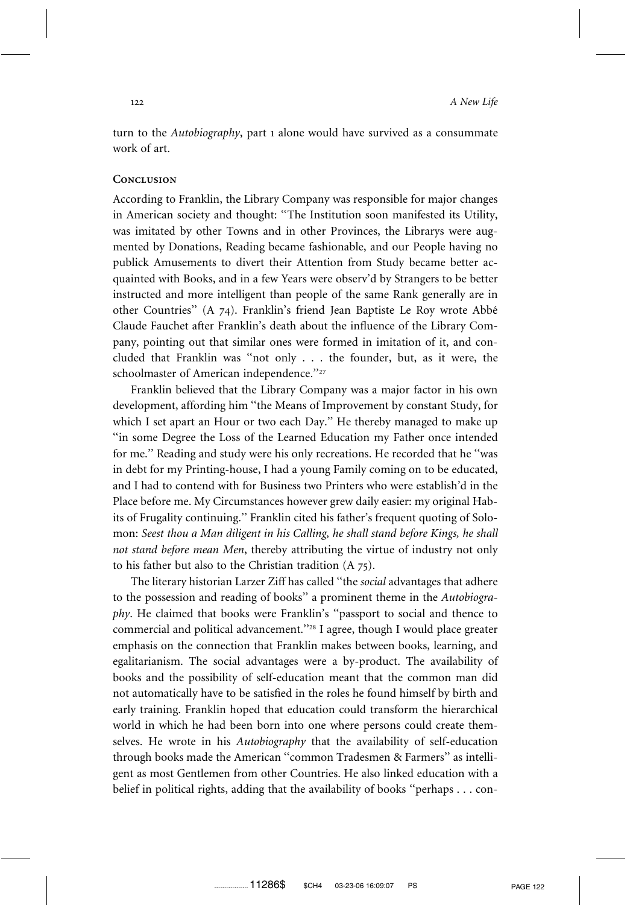turn to the *Autobiography*, part 1 alone would have survived as a consummate work of art.

## Conclusion

According to Franklin, the Library Company was responsible for major changes in American society and thought: ''The Institution soon manifested its Utility, was imitated by other Towns and in other Provinces, the Librarys were augmented by Donations, Reading became fashionable, and our People having no publick Amusements to divert their Attention from Study became better acquainted with Books, and in a few Years were observ'd by Strangers to be better instructed and more intelligent than people of the same Rank generally are in other Countries'' (A 74). Franklin's friend Jean Baptiste Le Roy wrote Abbé Claude Fauchet after Franklin's death about the influence of the Library Company, pointing out that similar ones were formed in imitation of it, and concluded that Franklin was ''not only . . . the founder, but, as it were, the schoolmaster of American independence.''[27]

Franklin believed that the Library Company was a major factor in his own development, affording him ''the Means of Improvement by constant Study, for which I set apart an Hour or two each Day.'' He thereby managed to make up ''in some Degree the Loss of the Learned Education my Father once intended for me.'' Reading and study were his only recreations. He recorded that he ''was in debt for my Printing-house, I had a young Family coming on to be educated, and I had to contend with for Business two Printers who were establish'd in the Place before me. My Circumstances however grew daily easier: my original Habits of Frugality continuing.'' Franklin cited his father's frequent quoting of Solomon: *Seest thou a Man diligent in his Calling, he shall stand before Kings, he shall not stand before mean Men*, thereby attributing the virtue of industry not only to his father but also to the Christian tradition (A 75).

The literary historian Larzer Ziff has called ''the *social* advantages that adhere to the possession and reading of books'' a prominent theme in the *Autobiography*. He claimed that books were Franklin's ''passport to social and thence to commercial and political advancement.''[28] I agree, though I would place greater emphasis on the connection that Franklin makes between books, learning, and egalitarianism. The social advantages were a by-product. The availability of books and the possibility of self-education meant that the common man did not automatically have to be satisfied in the roles he found himself by birth and early training. Franklin hoped that education could transform the hierarchical world in which he had been born into one where persons could create themselves. He wrote in his *Autobiography* that the availability of self-education through books made the American ''common Tradesmen & Farmers'' as intelligent as most Gentlemen from other Countries. He also linked education with a belief in political rights, adding that the availability of books ''perhaps . . . con-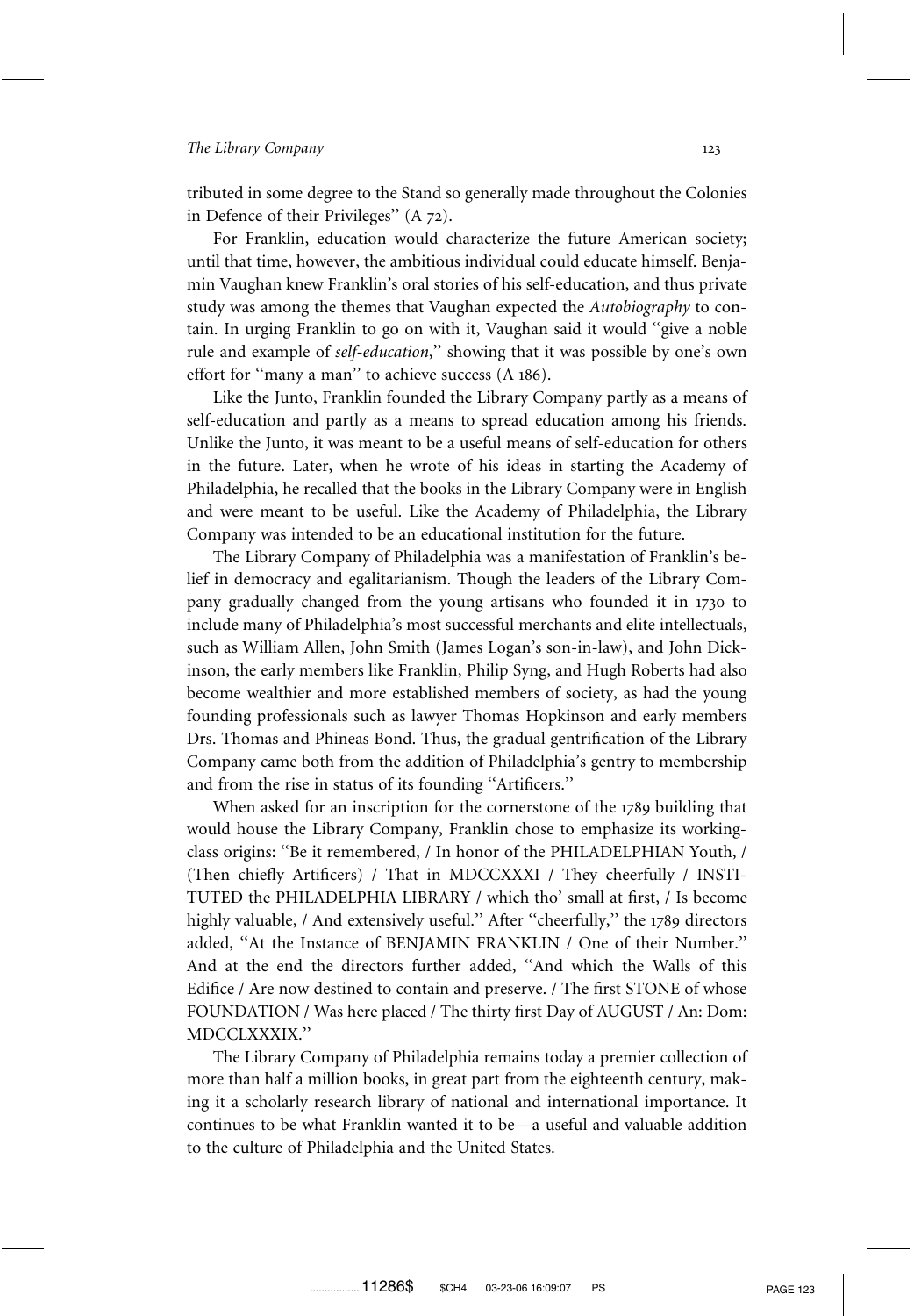tributed in some degree to the Stand so generally made throughout the Colonies in Defence of their Privileges'' (A 72).

For Franklin, education would characterize the future American society; until that time, however, the ambitious individual could educate himself. Benjamin Vaughan knew Franklin's oral stories of his self-education, and thus private study was among the themes that Vaughan expected the *Autobiography* to contain. In urging Franklin to go on with it, Vaughan said it would ''give a noble rule and example of *self-education*,'' showing that it was possible by one's own effort for ''many a man'' to achieve success (A 186).

Like the Junto, Franklin founded the Library Company partly as a means of self-education and partly as a means to spread education among his friends. Unlike the Junto, it was meant to be a useful means of self-education for others in the future. Later, when he wrote of his ideas in starting the Academy of Philadelphia, he recalled that the books in the Library Company were in English and were meant to be useful. Like the Academy of Philadelphia, the Library Company was intended to be an educational institution for the future.

The Library Company of Philadelphia was a manifestation of Franklin's belief in democracy and egalitarianism. Though the leaders of the Library Company gradually changed from the young artisans who founded it in 1730 to include many of Philadelphia's most successful merchants and elite intellectuals, such as William Allen, John Smith (James Logan's son-in-law), and John Dickinson, the early members like Franklin, Philip Syng, and Hugh Roberts had also become wealthier and more established members of society, as had the young founding professionals such as lawyer Thomas Hopkinson and early members Drs. Thomas and Phineas Bond. Thus, the gradual gentrification of the Library Company came both from the addition of Philadelphia's gentry to membership and from the rise in status of its founding ''Artificers.''

When asked for an inscription for the cornerstone of the 1789 building that would house the Library Company, Franklin chose to emphasize its working-class origins: ''Be it remembered, / In honor of the PHILADELPHIAN Youth, / (Then chiefly Artificers) / That in MDCCXXXI / They cheerfully / INSTITUTED the PHILADELPHIA LIBRARY / which tho' small at first, / Is become highly valuable, / And extensively useful.'' After ''cheerfully,'' the 1789 directors added, ''At the Instance of BENJAMIN FRANKLIN / One of their Number.'' And at the end the directors further added, ''And which the Walls of this Edifice / Are now destined to contain and preserve. / The first STONE of whose FOUNDATION / Was here placed / The thirty first Day of AUGUST / An: Dom: MDCCLXXXIX.''

The Library Company of Philadelphia remains today a premier collection of more than half a million books, in great part from the eighteenth century, making it a scholarly research library of national and international importance. It continues to be what Franklin wanted it to be—a useful and valuable addition to the culture of Philadelphia and the United States.